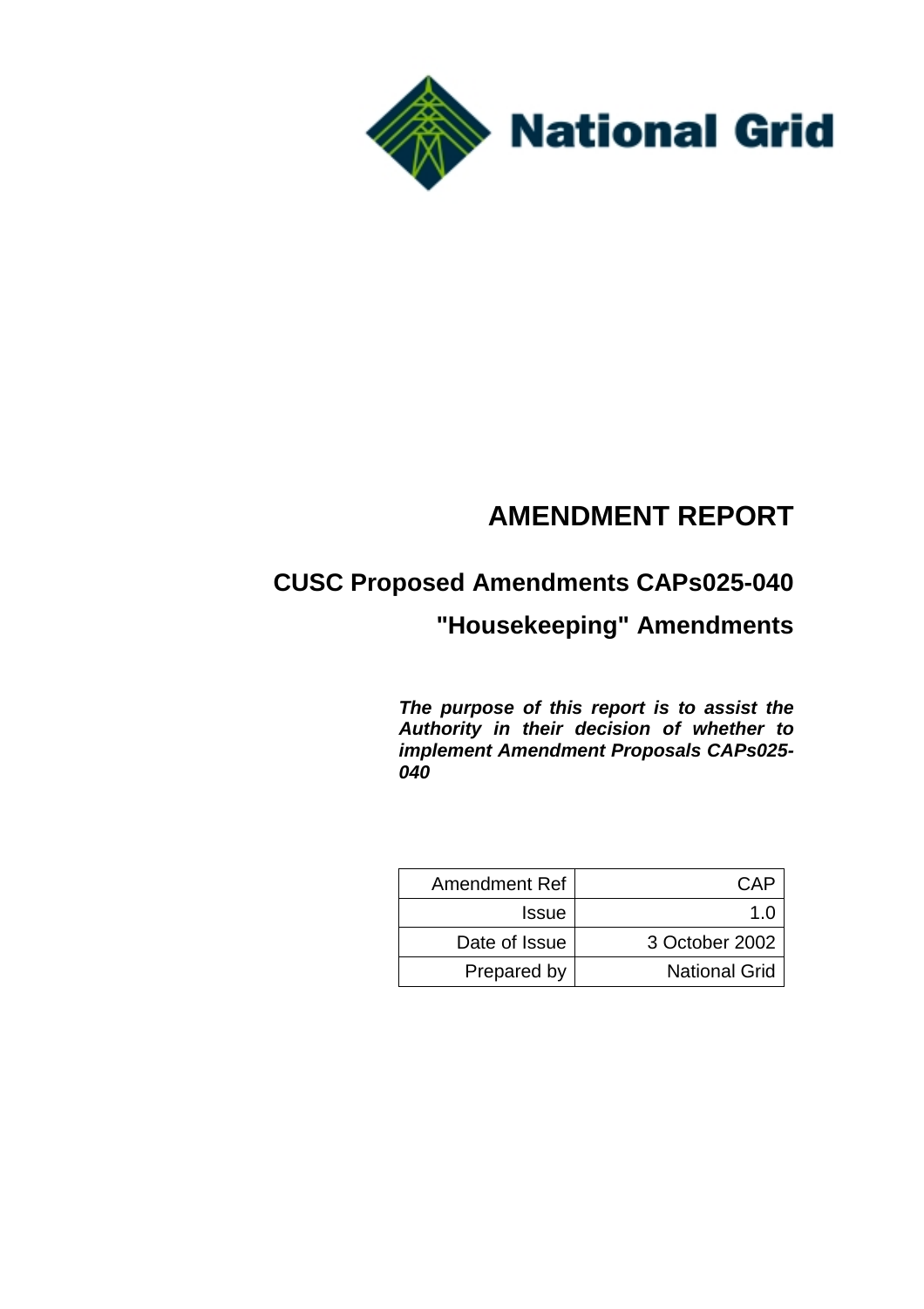National Grid

# AMENDMENT REPORT

## CUSC Proposed Amendments CAPs025-040

## "Housekeeping" Amendments

***The purpose of this report is to assist the Authority in their decision of whether to implement Amendment Proposals CAPs025-040***

| | |
|---|---|
| Amendment Ref | CAP |
| Issue | 1.0 |
| Date of Issue | 3 October 2002 |
| Prepared by | National Grid |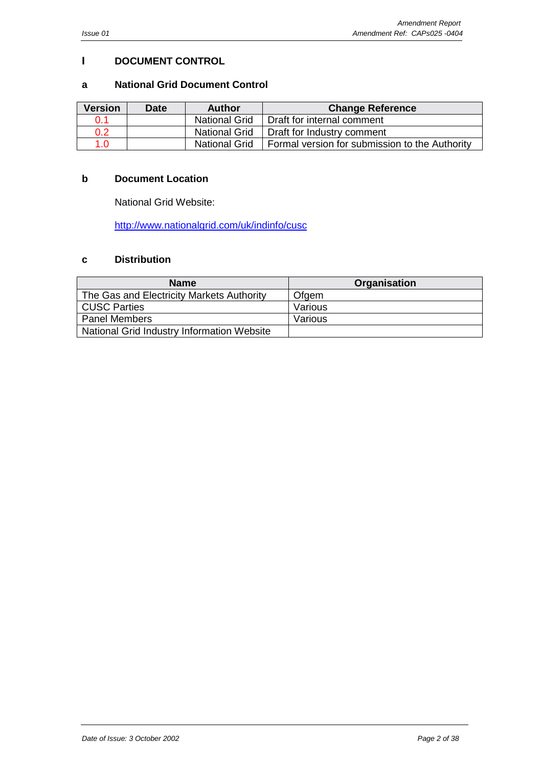## I DOCUMENT CONTROL

### a National Grid Document Control

| Version | Date | Author | Change Reference |
|---|---|---|---|
| 0.1 | | National Grid | Draft for internal comment |
| 0.2 | | National Grid | Draft for Industry comment |
| 1.0 | | National Grid | Formal version for submission to the Authority |

### b Document Location

National Grid Website:

http://www.nationalgrid.com/uk/indinfo/cusc

### c Distribution

| Name | Organisation |
|---|---|
| The Gas and Electricity Markets Authority | Ofgem |
| CUSC Parties | Various |
| Panel Members | Various |
| National Grid Industry Information Website | |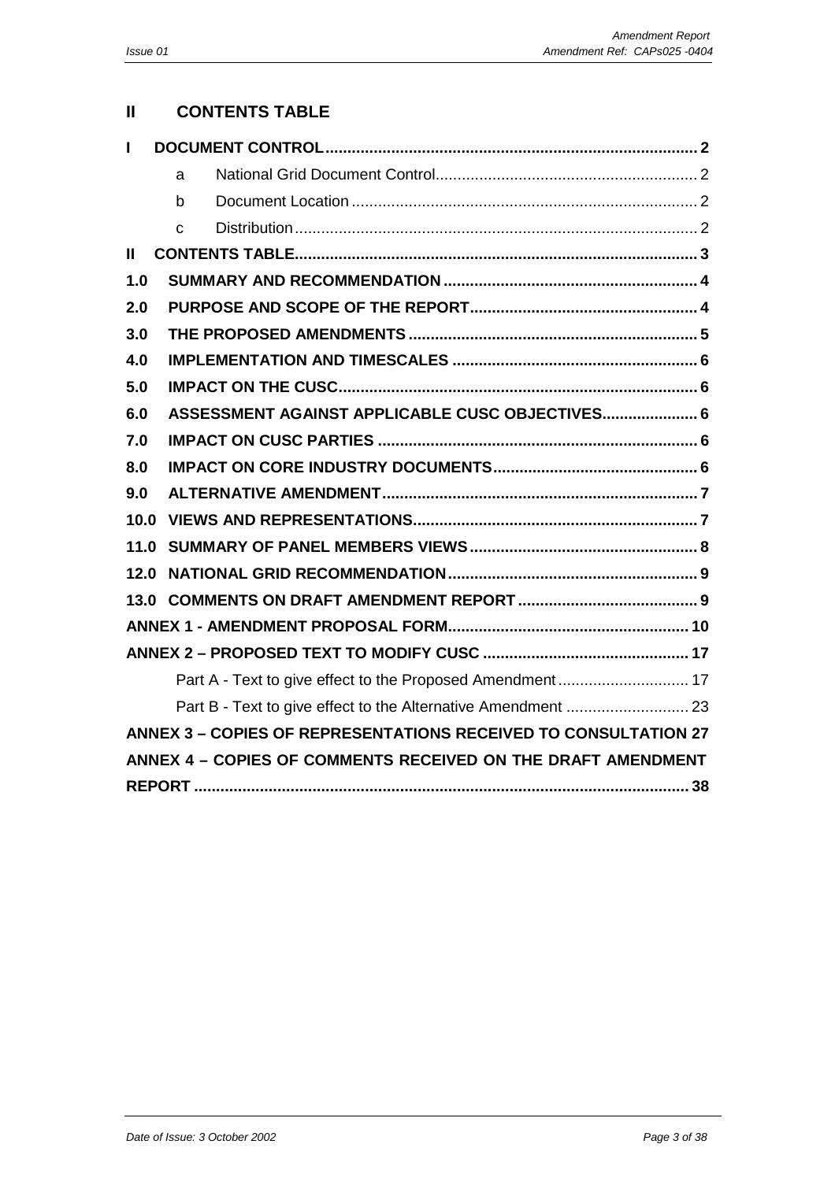## II CONTENTS TABLE

| | | |
|---|---|---|
| **I** | **DOCUMENT CONTROL** | **2** |
| | a National Grid Document Control | 2 |
| | b Document Location | 2 |
| | c Distribution | 2 |
| **II** | **CONTENTS TABLE** | **3** |
| **1.0** | **SUMMARY AND RECOMMENDATION** | **4** |
| **2.0** | **PURPOSE AND SCOPE OF THE REPORT** | **4** |
| **3.0** | **THE PROPOSED AMENDMENTS** | **5** |
| **4.0** | **IMPLEMENTATION AND TIMESCALES** | **6** |
| **5.0** | **IMPACT ON THE CUSC** | **6** |
| **6.0** | **ASSESSMENT AGAINST APPLICABLE CUSC OBJECTIVES** | **6** |
| **7.0** | **IMPACT ON CUSC PARTIES** | **6** |
| **8.0** | **IMPACT ON CORE INDUSTRY DOCUMENTS** | **6** |
| **9.0** | **ALTERNATIVE AMENDMENT** | **7** |
| **10.0** | **VIEWS AND REPRESENTATIONS** | **7** |
| **11.0** | **SUMMARY OF PANEL MEMBERS VIEWS** | **8** |
| **12.0** | **NATIONAL GRID RECOMMENDATION** | **9** |
| **13.0** | **COMMENTS ON DRAFT AMENDMENT REPORT** | **9** |
| | **ANNEX 1 - AMENDMENT PROPOSAL FORM** | **10** |
| | **ANNEX 2 – PROPOSED TEXT TO MODIFY CUSC** | **17** |
| | Part A - Text to give effect to the Proposed Amendment | 17 |
| | Part B - Text to give effect to the Alternative Amendment | 23 |
| | **ANNEX 3 – COPIES OF REPRESENTATIONS RECEIVED TO CONSULTATION** | **27** |
| | **ANNEX 4 – COPIES OF COMMENTS RECEIVED ON THE DRAFT AMENDMENT REPORT** | **38** |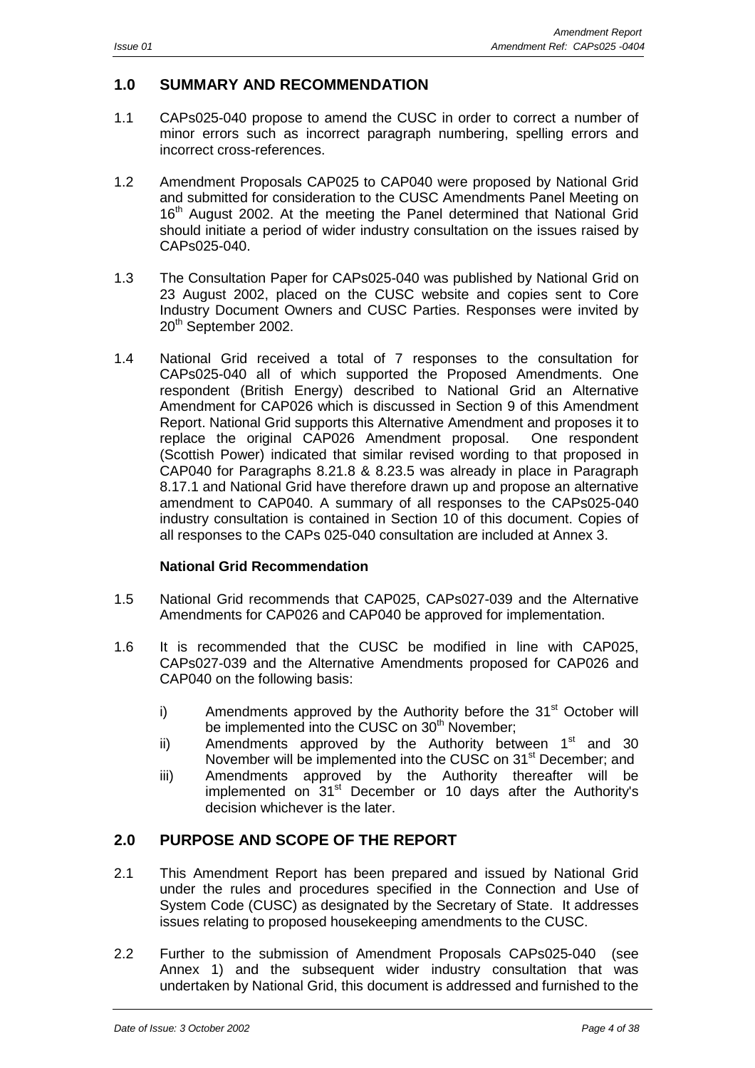## 1.0 SUMMARY AND RECOMMENDATION

1.1 CAPs025-040 propose to amend the CUSC in order to correct a number of minor errors such as incorrect paragraph numbering, spelling errors and incorrect cross-references.

1.2 Amendment Proposals CAP025 to CAP040 were proposed by National Grid and submitted for consideration to the CUSC Amendments Panel Meeting on 16th August 2002. At the meeting the Panel determined that National Grid should initiate a period of wider industry consultation on the issues raised by CAPs025-040.

1.3 The Consultation Paper for CAPs025-040 was published by National Grid on 23 August 2002, placed on the CUSC website and copies sent to Core Industry Document Owners and CUSC Parties. Responses were invited by 20th September 2002.

1.4 National Grid received a total of 7 responses to the consultation for CAPs025-040 all of which supported the Proposed Amendments. One respondent (British Energy) described to National Grid an Alternative Amendment for CAP026 which is discussed in Section 9 of this Amendment Report. National Grid supports this Alternative Amendment and proposes it to replace the original CAP026 Amendment proposal. One respondent (Scottish Power) indicated that similar revised wording to that proposed in CAP040 for Paragraphs 8.21.8 & 8.23.5 was already in place in Paragraph 8.17.1 and National Grid have therefore drawn up and propose an alternative amendment to CAP040. A summary of all responses to the CAPs025-040 industry consultation is contained in Section 10 of this document. Copies of all responses to the CAPs 025-040 consultation are included at Annex 3.

**National Grid Recommendation**

1.5 National Grid recommends that CAP025, CAPs027-039 and the Alternative Amendments for CAP026 and CAP040 be approved for implementation.

1.6 It is recommended that the CUSC be modified in line with CAP025, CAPs027-039 and the Alternative Amendments proposed for CAP026 and CAP040 on the following basis:

i) Amendments approved by the Authority before the 31st October will be implemented into the CUSC on 30th November;

ii) Amendments approved by the Authority between 1st and 30 November will be implemented into the CUSC on 31st December; and

iii) Amendments approved by the Authority thereafter will be implemented on 31st December or 10 days after the Authority's decision whichever is the later.

## 2.0 PURPOSE AND SCOPE OF THE REPORT

2.1 This Amendment Report has been prepared and issued by National Grid under the rules and procedures specified in the Connection and Use of System Code (CUSC) as designated by the Secretary of State. It addresses issues relating to proposed housekeeping amendments to the CUSC.

2.2 Further to the submission of Amendment Proposals CAPs025-040 (see Annex 1) and the subsequent wider industry consultation that was undertaken by National Grid, this document is addressed and furnished to the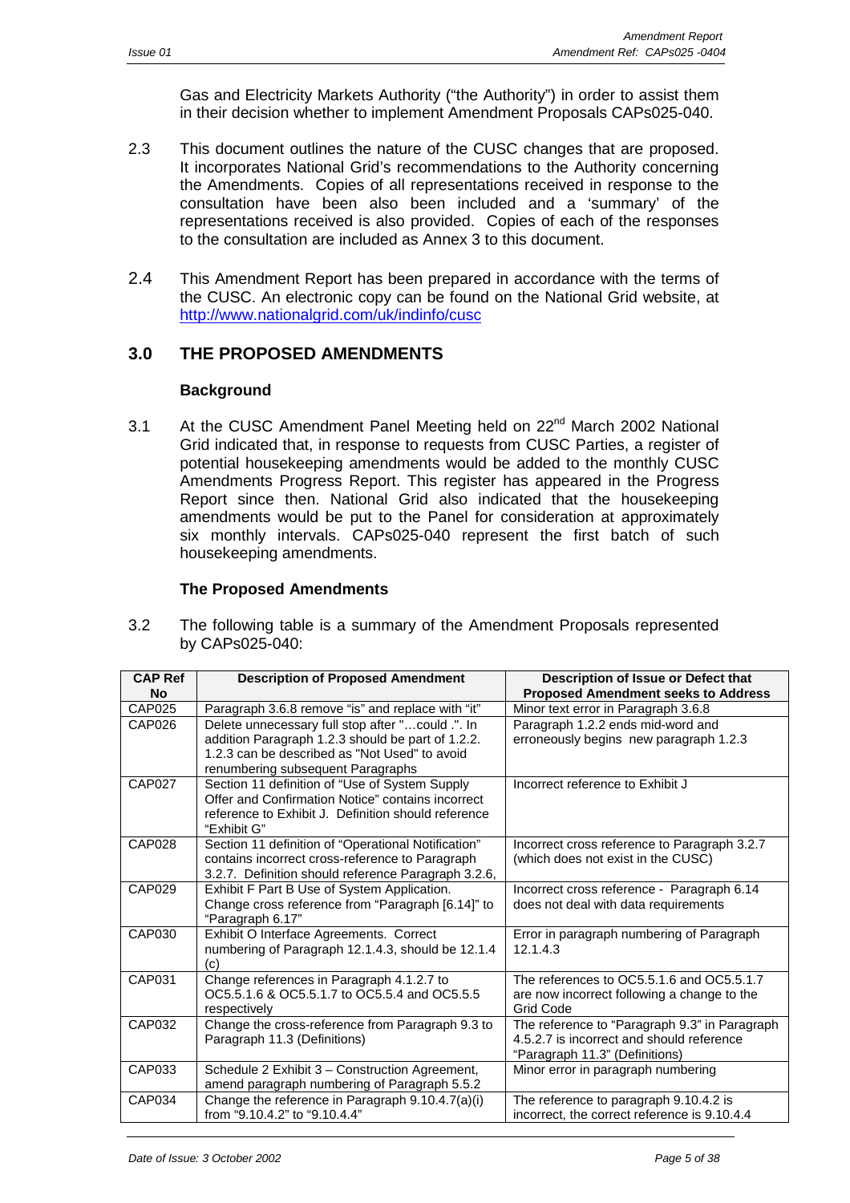Gas and Electricity Markets Authority ("the Authority") in order to assist them in their decision whether to implement Amendment Proposals CAPs025-040.

2.3 This document outlines the nature of the CUSC changes that are proposed. It incorporates National Grid's recommendations to the Authority concerning the Amendments. Copies of all representations received in response to the consultation have been also been included and a 'summary' of the representations received is also provided. Copies of each of the responses to the consultation are included as Annex 3 to this document.

2.4 This Amendment Report has been prepared in accordance with the terms of the CUSC. An electronic copy can be found on the National Grid website, at http://www.nationalgrid.com/uk/indinfo/cusc

## 3.0 THE PROPOSED AMENDMENTS

### Background

3.1 At the CUSC Amendment Panel Meeting held on 22nd March 2002 National Grid indicated that, in response to requests from CUSC Parties, a register of potential housekeeping amendments would be added to the monthly CUSC Amendments Progress Report. This register has appeared in the Progress Report since then. National Grid also indicated that the housekeeping amendments would be put to the Panel for consideration at approximately six monthly intervals. CAPs025-040 represent the first batch of such housekeeping amendments.

### The Proposed Amendments

3.2 The following table is a summary of the Amendment Proposals represented by CAPs025-040:

| CAP Ref No | Description of Proposed Amendment | Description of Issue or Defect that Proposed Amendment seeks to Address |
|---|---|---|
| CAP025 | Paragraph 3.6.8 remove "is" and replace with "it" | Minor text error in Paragraph 3.6.8 |
| CAP026 | Delete unnecessary full stop after "…could .". In addition Paragraph 1.2.3 should be part of 1.2.2. 1.2.3 can be described as "Not Used" to avoid renumbering subsequent Paragraphs | Paragraph 1.2.2 ends mid-word and erroneously begins new paragraph 1.2.3 |
| CAP027 | Section 11 definition of "Use of System Supply Offer and Confirmation Notice" contains incorrect reference to Exhibit J. Definition should reference "Exhibit G" | Incorrect reference to Exhibit J |
| CAP028 | Section 11 definition of "Operational Notification" contains incorrect cross-reference to Paragraph 3.2.7. Definition should reference Paragraph 3.2.6, | Incorrect cross reference to Paragraph 3.2.7 (which does not exist in the CUSC) |
| CAP029 | Exhibit F Part B Use of System Application. Change cross reference from "Paragraph [6.14]" to "Paragraph 6.17" | Incorrect cross reference - Paragraph 6.14 does not deal with data requirements |
| CAP030 | Exhibit O Interface Agreements. Correct numbering of Paragraph 12.1.4.3, should be 12.1.4 (c) | Error in paragraph numbering of Paragraph 12.1.4.3 |
| CAP031 | Change references in Paragraph 4.1.2.7 to OC5.5.1.6 & OC5.5.1.7 to OC5.5.4 and OC5.5.5 respectively | The references to OC5.5.1.6 and OC5.5.1.7 are now incorrect following a change to the Grid Code |
| CAP032 | Change the cross-reference from Paragraph 9.3 to Paragraph 11.3 (Definitions) | The reference to "Paragraph 9.3" in Paragraph 4.5.2.7 is incorrect and should reference "Paragraph 11.3" (Definitions) |
| CAP033 | Schedule 2 Exhibit 3 – Construction Agreement, amend paragraph numbering of Paragraph 5.5.2 | Minor error in paragraph numbering |
| CAP034 | Change the reference in Paragraph 9.10.4.7(a)(i) from "9.10.4.2" to "9.10.4.4" | The reference to paragraph 9.10.4.2 is incorrect, the correct reference is 9.10.4.4 |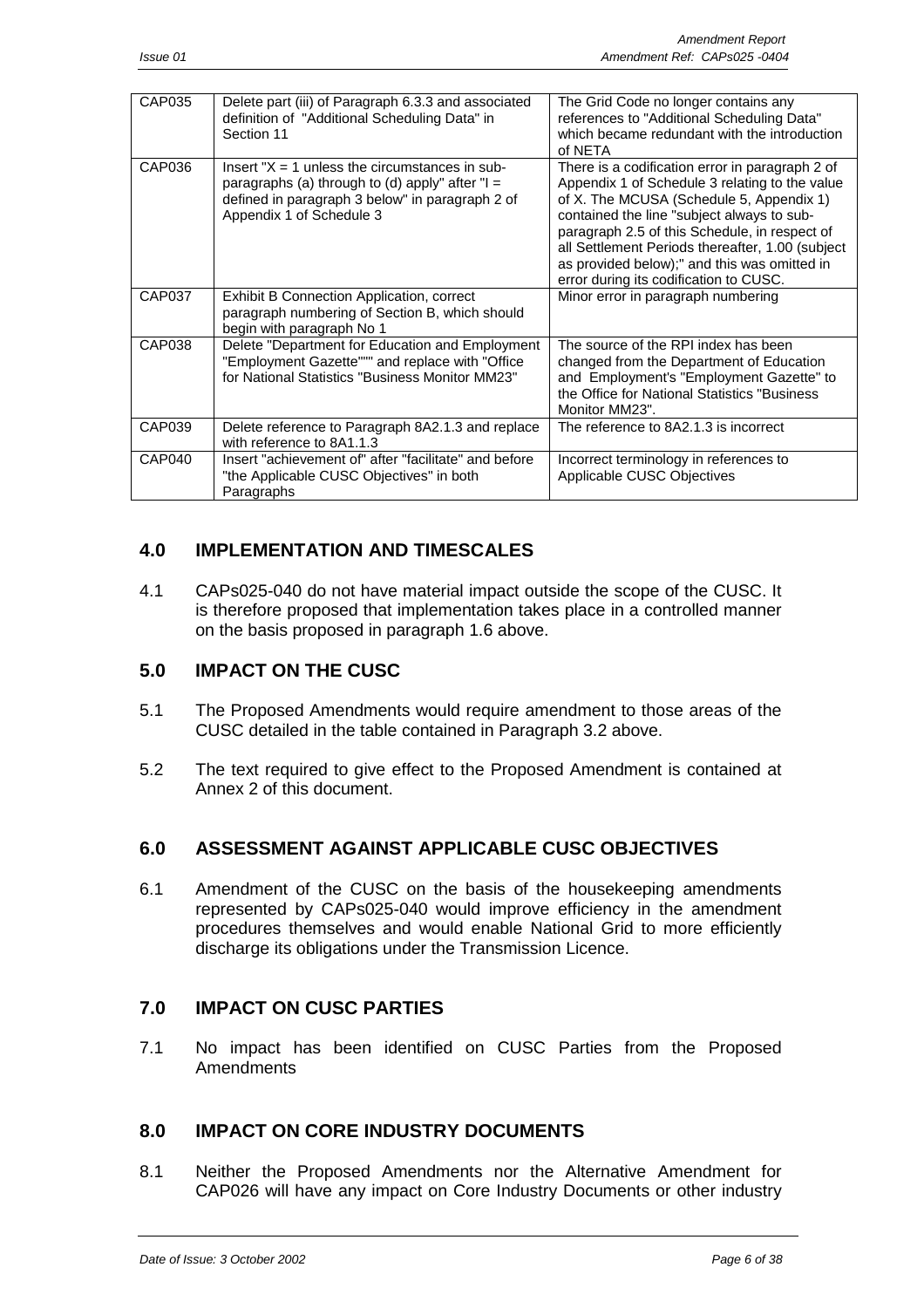| CAP035 | Delete part (iii) of Paragraph 6.3.3 and associated definition of "Additional Scheduling Data" in Section 11 | The Grid Code no longer contains any references to "Additional Scheduling Data" which became redundant with the introduction of NETA |
|---|---|---|
| CAP036 | Insert "X = 1 unless the circumstances in sub-paragraphs (a) through to (d) apply" after "I = defined in paragraph 3 below" in paragraph 2 of Appendix 1 of Schedule 3 | There is a codification error in paragraph 2 of Appendix 1 of Schedule 3 relating to the value of X. The MCUSA (Schedule 5, Appendix 1) contained the line "subject always to sub-paragraph 2.5 of this Schedule, in respect of all Settlement Periods thereafter, 1.00 (subject as provided below);" and this was omitted in error during its codification to CUSC. |
| CAP037 | Exhibit B Connection Application, correct paragraph numbering of Section B, which should begin with paragraph No 1 | Minor error in paragraph numbering |
| CAP038 | Delete "Department for Education and Employment "Employment Gazette"" and replace with "Office for National Statistics "Business Monitor MM23" | The source of the RPI index has been changed from the Department of Education and Employment's "Employment Gazette" to the Office for National Statistics "Business Monitor MM23". |
| CAP039 | Delete reference to Paragraph 8A2.1.3 and replace with reference to 8A1.1.3 | The reference to 8A2.1.3 is incorrect |
| CAP040 | Insert "achievement of" after "facilitate" and before "the Applicable CUSC Objectives" in both Paragraphs | Incorrect terminology in references to Applicable CUSC Objectives |

## 4.0 IMPLEMENTATION AND TIMESCALES

4.1 CAPs025-040 do not have material impact outside the scope of the CUSC. It is therefore proposed that implementation takes place in a controlled manner on the basis proposed in paragraph 1.6 above.

## 5.0 IMPACT ON THE CUSC

5.1 The Proposed Amendments would require amendment to those areas of the CUSC detailed in the table contained in Paragraph 3.2 above.

5.2 The text required to give effect to the Proposed Amendment is contained at Annex 2 of this document.

## 6.0 ASSESSMENT AGAINST APPLICABLE CUSC OBJECTIVES

6.1 Amendment of the CUSC on the basis of the housekeeping amendments represented by CAPs025-040 would improve efficiency in the amendment procedures themselves and would enable National Grid to more efficiently discharge its obligations under the Transmission Licence.

## 7.0 IMPACT ON CUSC PARTIES

7.1 No impact has been identified on CUSC Parties from the Proposed Amendments

## 8.0 IMPACT ON CORE INDUSTRY DOCUMENTS

8.1 Neither the Proposed Amendments nor the Alternative Amendment for CAP026 will have any impact on Core Industry Documents or other industry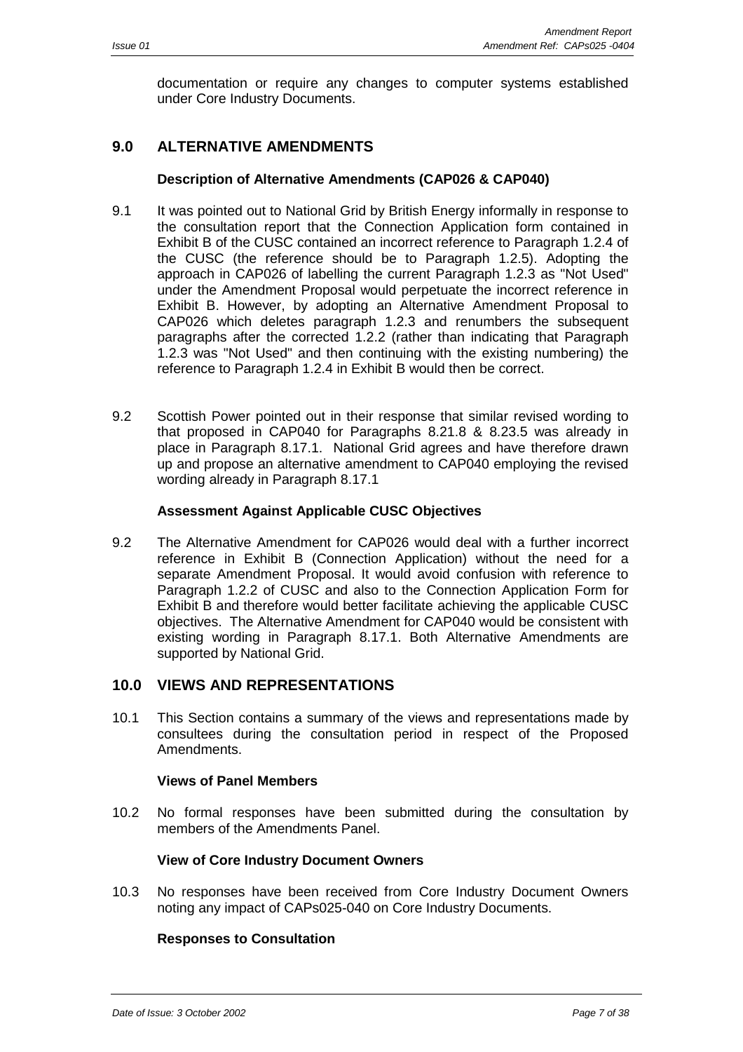documentation or require any changes to computer systems established under Core Industry Documents.

## 9.0 ALTERNATIVE AMENDMENTS

**Description of Alternative Amendments (CAP026 & CAP040)**

9.1 It was pointed out to National Grid by British Energy informally in response to the consultation report that the Connection Application form contained in Exhibit B of the CUSC contained an incorrect reference to Paragraph 1.2.4 of the CUSC (the reference should be to Paragraph 1.2.5). Adopting the approach in CAP026 of labelling the current Paragraph 1.2.3 as "Not Used" under the Amendment Proposal would perpetuate the incorrect reference in Exhibit B. However, by adopting an Alternative Amendment Proposal to CAP026 which deletes paragraph 1.2.3 and renumbers the subsequent paragraphs after the corrected 1.2.2 (rather than indicating that Paragraph 1.2.3 was "Not Used" and then continuing with the existing numbering) the reference to Paragraph 1.2.4 in Exhibit B would then be correct.

9.2 Scottish Power pointed out in their response that similar revised wording to that proposed in CAP040 for Paragraphs 8.21.8 & 8.23.5 was already in place in Paragraph 8.17.1. National Grid agrees and have therefore drawn up and propose an alternative amendment to CAP040 employing the revised wording already in Paragraph 8.17.1

**Assessment Against Applicable CUSC Objectives**

9.2 The Alternative Amendment for CAP026 would deal with a further incorrect reference in Exhibit B (Connection Application) without the need for a separate Amendment Proposal. It would avoid confusion with reference to Paragraph 1.2.2 of CUSC and also to the Connection Application Form for Exhibit B and therefore would better facilitate achieving the applicable CUSC objectives. The Alternative Amendment for CAP040 would be consistent with existing wording in Paragraph 8.17.1. Both Alternative Amendments are supported by National Grid.

## 10.0 VIEWS AND REPRESENTATIONS

10.1 This Section contains a summary of the views and representations made by consultees during the consultation period in respect of the Proposed Amendments.

**Views of Panel Members**

10.2 No formal responses have been submitted during the consultation by members of the Amendments Panel.

**View of Core Industry Document Owners**

10.3 No responses have been received from Core Industry Document Owners noting any impact of CAPs025-040 on Core Industry Documents.

**Responses to Consultation**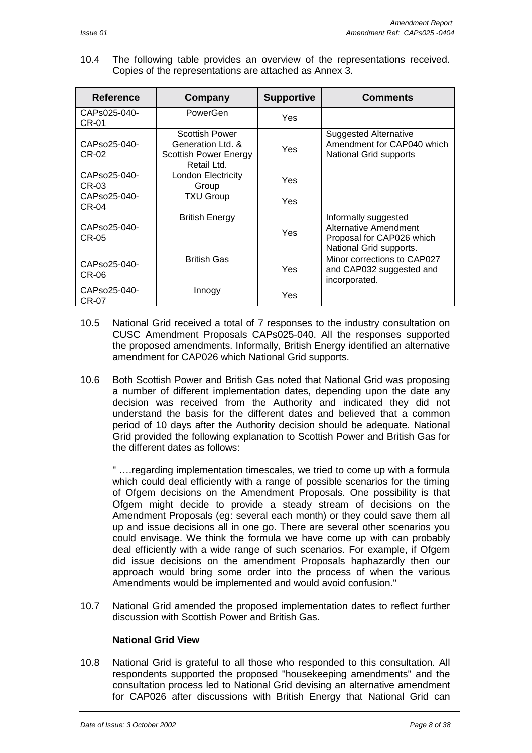10.4 The following table provides an overview of the representations received. Copies of the representations are attached as Annex 3.

| Reference | Company | Supportive | Comments |
|---|---|---|---|
| CAPs025-040-CR-01 | PowerGen | Yes | |
| CAPso25-040-CR-02 | Scottish Power Generation Ltd. & Scottish Power Energy Retail Ltd. | Yes | Suggested Alternative Amendment for CAP040 which National Grid supports |
| CAPso25-040-CR-03 | London Electricity Group | Yes | |
| CAPso25-040-CR-04 | TXU Group | Yes | |
| CAPso25-040-CR-05 | British Energy | Yes | Informally suggested Alternative Amendment Proposal for CAP026 which National Grid supports. |
| CAPso25-040-CR-06 | British Gas | Yes | Minor corrections to CAP027 and CAP032 suggested and incorporated. |
| CAPso25-040-CR-07 | Innogy | Yes | |

10.5 National Grid received a total of 7 responses to the industry consultation on CUSC Amendment Proposals CAPs025-040. All the responses supported the proposed amendments. Informally, British Energy identified an alternative amendment for CAP026 which National Grid supports.

10.6 Both Scottish Power and British Gas noted that National Grid was proposing a number of different implementation dates, depending upon the date any decision was received from the Authority and indicated they did not understand the basis for the different dates and believed that a common period of 10 days after the Authority decision should be adequate. National Grid provided the following explanation to Scottish Power and British Gas for the different dates as follows:

" ….regarding implementation timescales, we tried to come up with a formula which could deal efficiently with a range of possible scenarios for the timing of Ofgem decisions on the Amendment Proposals. One possibility is that Ofgem might decide to provide a steady stream of decisions on the Amendment Proposals (eg: several each month) or they could save them all up and issue decisions all in one go. There are several other scenarios you could envisage. We think the formula we have come up with can probably deal efficiently with a wide range of such scenarios. For example, if Ofgem did issue decisions on the amendment Proposals haphazardly then our approach would bring some order into the process of when the various Amendments would be implemented and would avoid confusion."

10.7 National Grid amended the proposed implementation dates to reflect further discussion with Scottish Power and British Gas.

**National Grid View**

10.8 National Grid is grateful to all those who responded to this consultation. All respondents supported the proposed "housekeeping amendments" and the consultation process led to National Grid devising an alternative amendment for CAP026 after discussions with British Energy that National Grid can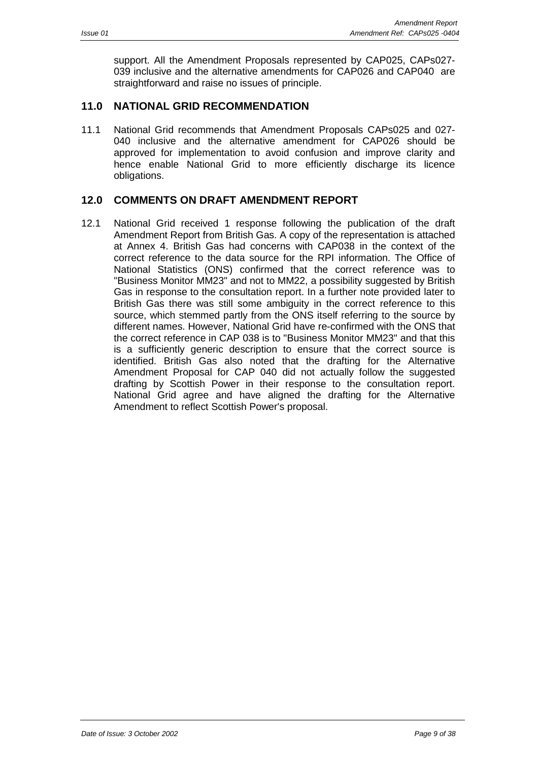support. All the Amendment Proposals represented by CAP025, CAPs027-039 inclusive and the alternative amendments for CAP026 and CAP040 are straightforward and raise no issues of principle.

## 11.0 NATIONAL GRID RECOMMENDATION

11.1 National Grid recommends that Amendment Proposals CAPs025 and 027-040 inclusive and the alternative amendment for CAP026 should be approved for implementation to avoid confusion and improve clarity and hence enable National Grid to more efficiently discharge its licence obligations.

## 12.0 COMMENTS ON DRAFT AMENDMENT REPORT

12.1 National Grid received 1 response following the publication of the draft Amendment Report from British Gas. A copy of the representation is attached at Annex 4. British Gas had concerns with CAP038 in the context of the correct reference to the data source for the RPI information. The Office of National Statistics (ONS) confirmed that the correct reference was to "Business Monitor MM23" and not to MM22, a possibility suggested by British Gas in response to the consultation report. In a further note provided later to British Gas there was still some ambiguity in the correct reference to this source, which stemmed partly from the ONS itself referring to the source by different names. However, National Grid have re-confirmed with the ONS that the correct reference in CAP 038 is to "Business Monitor MM23" and that this is a sufficiently generic description to ensure that the correct source is identified. British Gas also noted that the drafting for the Alternative Amendment Proposal for CAP 040 did not actually follow the suggested drafting by Scottish Power in their response to the consultation report. National Grid agree and have aligned the drafting for the Alternative Amendment to reflect Scottish Power's proposal.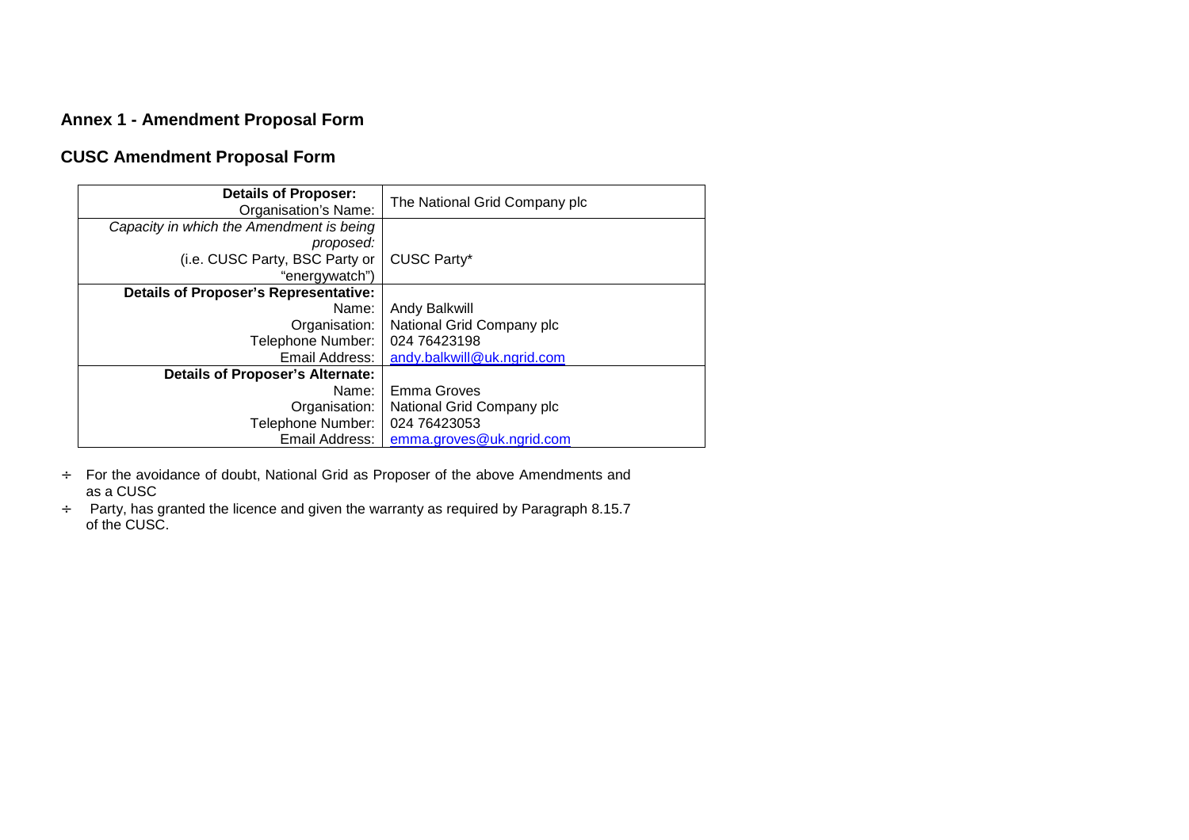## Annex 1 - Amendment Proposal Form

## CUSC Amendment Proposal Form

| **Details of Proposer:** Organisation's Name: | The National Grid Company plc |
|---|---|
| *Capacity in which the Amendment is being proposed:* (i.e. CUSC Party, BSC Party or "energywatch") | CUSC Party* |
| **Details of Proposer's Representative:** Name: Organisation: Telephone Number: Email Address: | Andy Balkwill National Grid Company plc 024 76423198 andy.balkwill@uk.ngrid.com |
| **Details of Proposer's Alternate:** Name: Organisation: Telephone Number: Email Address: | Emma Groves National Grid Company plc 024 76423053 emma.groves@uk.ngrid.com |

- ÷ For the avoidance of doubt, National Grid as Proposer of the above Amendments and as a CUSC
- ÷ Party, has granted the licence and given the warranty as required by Paragraph 8.15.7 of the CUSC.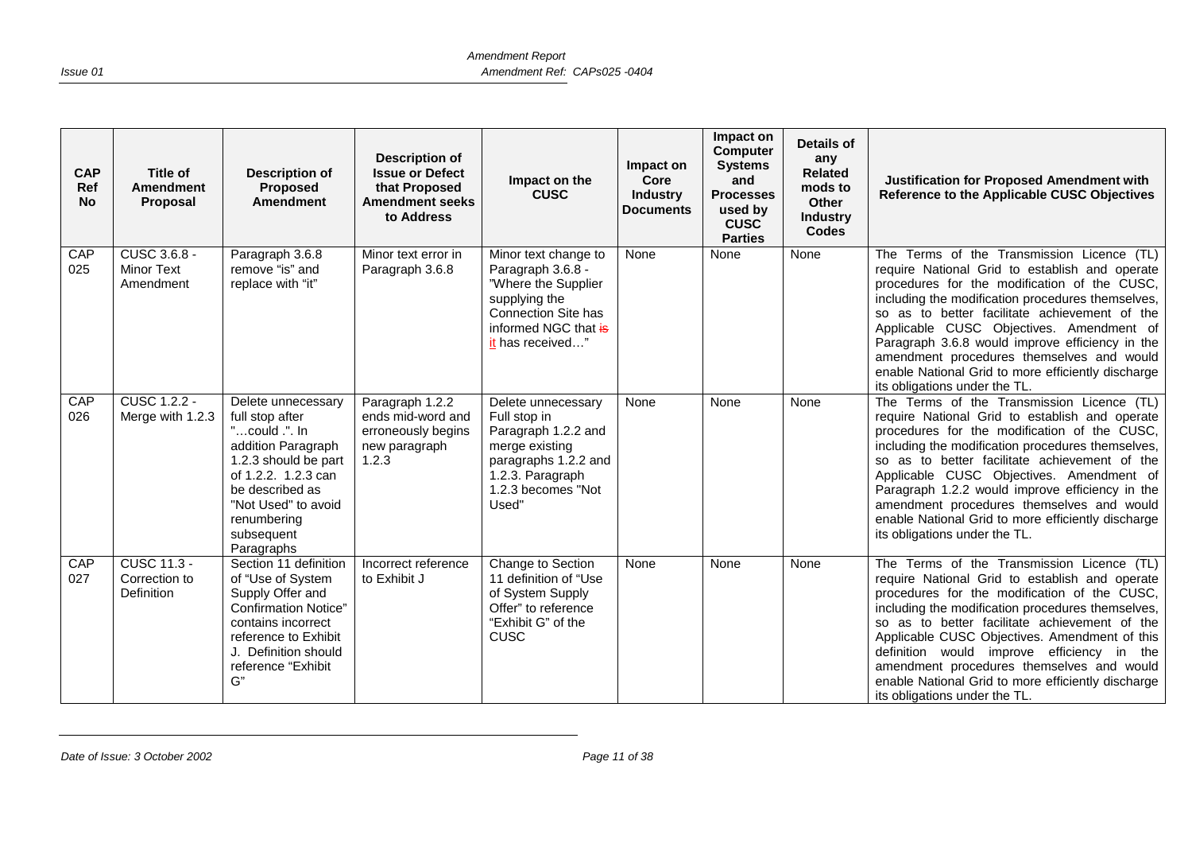| CAP Ref No | Title of Amendment Proposal | Description of Proposed Amendment | Description of Issue or Defect that Proposed Amendment seeks to Address | Impact on the CUSC | Impact on Core Industry Documents | Impact on Computer Systems and Processes used by CUSC Parties | Details of any Related mods to Other Industry Codes | Justification for Proposed Amendment with Reference to the Applicable CUSC Objectives |
|---|---|---|---|---|---|---|---|---|
| CAP 025 | CUSC 3.6.8 - Minor Text Amendment | Paragraph 3.6.8 remove "is" and replace with "it" | Minor text error in Paragraph 3.6.8 | Minor text change to Paragraph 3.6.8 - "Where the Supplier supplying the Connection Site has informed NGC that ~~is~~ it has received…" | None | None | None | The Terms of the Transmission Licence (TL) require National Grid to establish and operate procedures for the modification of the CUSC, including the modification procedures themselves, so as to better facilitate achievement of the Applicable CUSC Objectives. Amendment of Paragraph 3.6.8 would improve efficiency in the amendment procedures themselves and would enable National Grid to more efficiently discharge its obligations under the TL. |
| CAP 026 | CUSC 1.2.2 - Merge with 1.2.3 | Delete unnecessary full stop after "…could .". In addition Paragraph 1.2.3 should be part of 1.2.2. 1.2.3 can be described as "Not Used" to avoid renumbering subsequent Paragraphs | Paragraph 1.2.2 ends mid-word and erroneously begins new paragraph 1.2.3 | Delete unnecessary Full stop in Paragraph 1.2.2 and merge existing paragraphs 1.2.2 and 1.2.3. Paragraph 1.2.3 becomes "Not Used" | None | None | None | The Terms of the Transmission Licence (TL) require National Grid to establish and operate procedures for the modification of the CUSC, including the modification procedures themselves, so as to better facilitate achievement of the Applicable CUSC Objectives. Amendment of Paragraph 1.2.2 would improve efficiency in the amendment procedures themselves and would enable National Grid to more efficiently discharge its obligations under the TL. |
| CAP 027 | CUSC 11.3 - Correction to Definition | Section 11 definition of "Use of System Supply Offer and Confirmation Notice" contains incorrect reference to Exhibit J. Definition should reference "Exhibit G" | Incorrect reference to Exhibit J | Change to Section 11 definition of "Use of System Supply Offer" to reference "Exhibit G" of the CUSC | None | None | None | The Terms of the Transmission Licence (TL) require National Grid to establish and operate procedures for the modification of the CUSC, including the modification procedures themselves, so as to better facilitate achievement of the Applicable CUSC Objectives. Amendment of this definition would improve efficiency in the amendment procedures themselves and would enable National Grid to more efficiently discharge its obligations under the TL. |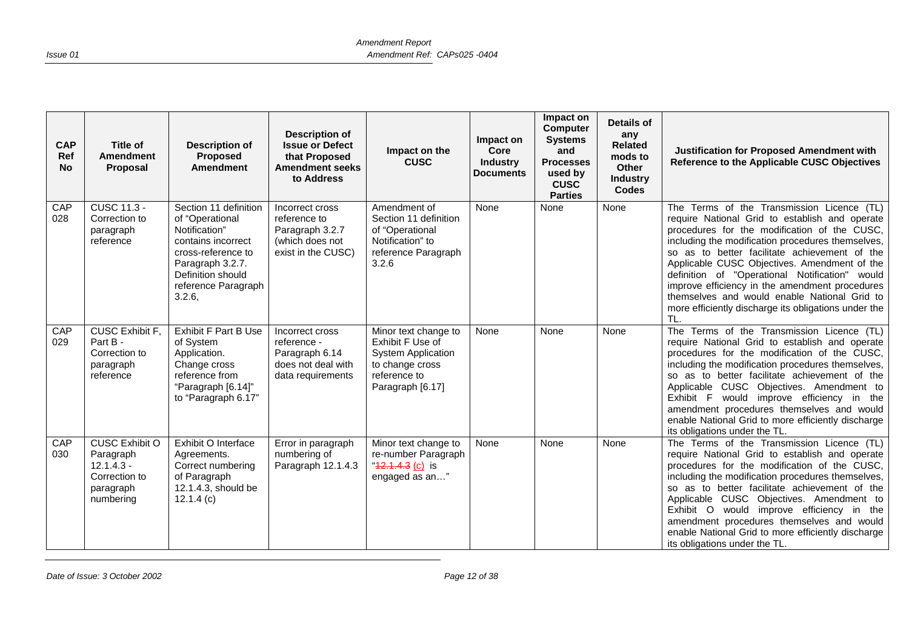| CAP Ref No | Title of Amendment Proposal | Description of Proposed Amendment | Description of Issue or Defect that Proposed Amendment seeks to Address | Impact on the CUSC | Impact on Core Industry Documents | Impact on Computer Systems and Processes used by CUSC Parties | Details of any Related mods to Other Industry Codes | Justification for Proposed Amendment with Reference to the Applicable CUSC Objectives |
|---|---|---|---|---|---|---|---|---|
| CAP 028 | CUSC 11.3 - Correction to paragraph reference | Section 11 definition of "Operational Notification" contains incorrect cross-reference to Paragraph 3.2.7. Definition should reference Paragraph 3.2.6, | Incorrect cross reference to Paragraph 3.2.7 (which does not exist in the CUSC) | Amendment of Section 11 definition of "Operational Notification" to reference Paragraph 3.2.6 | None | None | None | The Terms of the Transmission Licence (TL) require National Grid to establish and operate procedures for the modification of the CUSC, including the modification procedures themselves, so as to better facilitate achievement of the Applicable CUSC Objectives. Amendment of the definition of "Operational Notification" would improve efficiency in the amendment procedures themselves and would enable National Grid to more efficiently discharge its obligations under the TL. |
| CAP 029 | CUSC Exhibit F, Part B - Correction to paragraph reference | Exhibit F Part B Use of System Application. Change cross reference from "Paragraph [6.14]" to "Paragraph 6.17" | Incorrect cross reference - Paragraph 6.14 does not deal with data requirements | Minor text change to Exhibit F Use of System Application to change cross reference to Paragraph [6.17] | None | None | None | The Terms of the Transmission Licence (TL) require National Grid to establish and operate procedures for the modification of the CUSC, including the modification procedures themselves, so as to better facilitate achievement of the Applicable CUSC Objectives. Amendment to Exhibit F would improve efficiency in the amendment procedures themselves and would enable National Grid to more efficiently discharge its obligations under the TL. |
| CAP 030 | CUSC Exhibit O Paragraph 12.1.4.3 - Correction to paragraph numbering | Exhibit O Interface Agreements. Correct numbering of Paragraph 12.1.4.3, should be 12.1.4 (c) | Error in paragraph numbering of Paragraph 12.1.4.3 | Minor text change to re-number Paragraph "~~12.1.4.3~~ (c) is engaged as an…" | None | None | None | The Terms of the Transmission Licence (TL) require National Grid to establish and operate procedures for the modification of the CUSC, including the modification procedures themselves, so as to better facilitate achievement of the Applicable CUSC Objectives. Amendment to Exhibit O would improve efficiency in the amendment procedures themselves and would enable National Grid to more efficiently discharge its obligations under the TL. |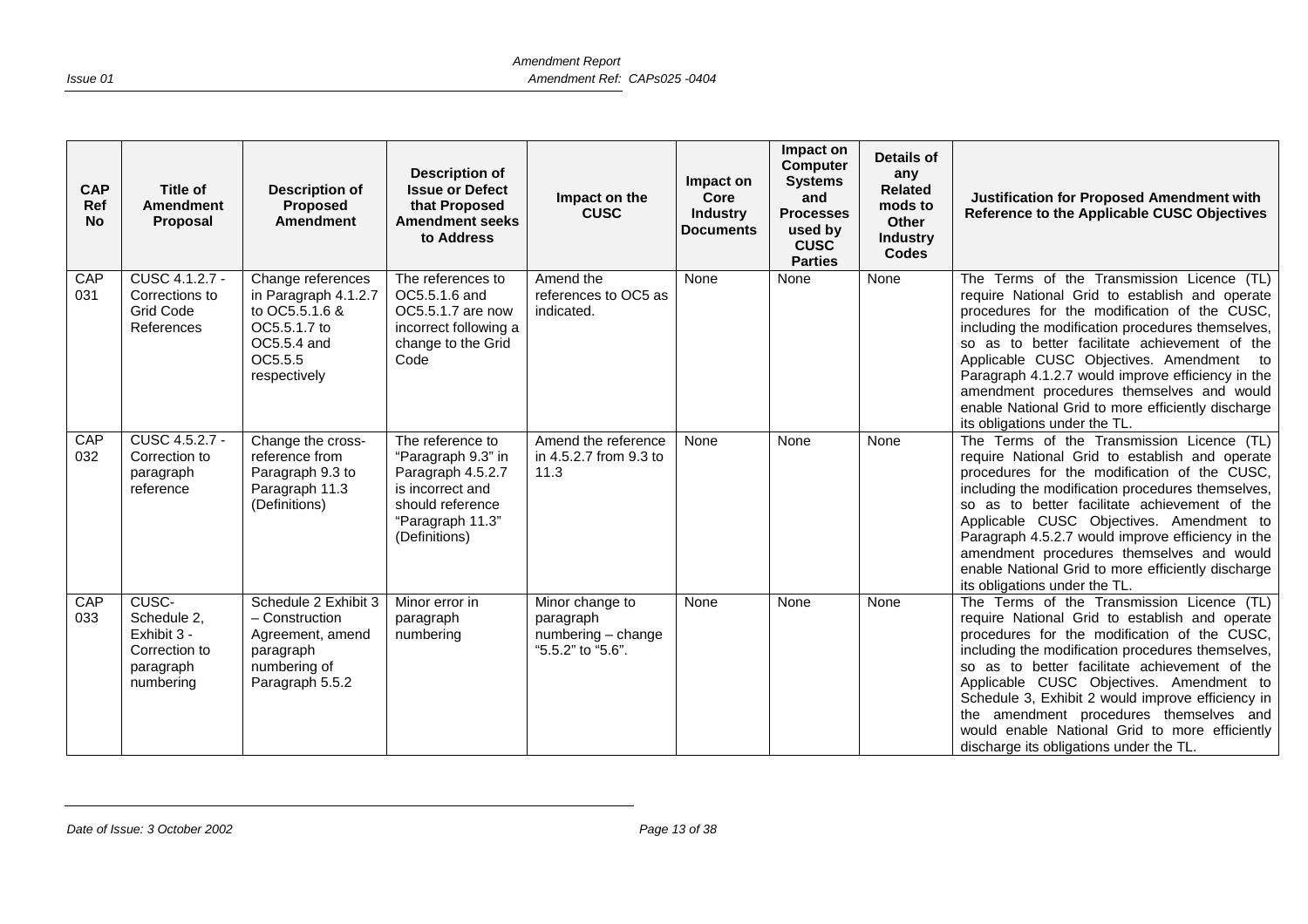| CAP Ref No | Title of Amendment Proposal | Description of Proposed Amendment | Description of Issue or Defect that Proposed Amendment seeks to Address | Impact on the CUSC | Impact on Core Industry Documents | Impact on Computer Systems and Processes used by CUSC Parties | Details of any Related mods to Other Industry Codes | Justification for Proposed Amendment with Reference to the Applicable CUSC Objectives |
|---|---|---|---|---|---|---|---|---|
| CAP 031 | CUSC 4.1.2.7 - Corrections to Grid Code References | Change references in Paragraph 4.1.2.7 to OC5.5.1.6 & OC5.5.1.7 to OC5.5.4 and OC5.5.5 respectively | The references to OC5.5.1.6 and OC5.5.1.7 are now incorrect following a change to the Grid Code | Amend the references to OC5 as indicated. | None | None | None | The Terms of the Transmission Licence (TL) require National Grid to establish and operate procedures for the modification of the CUSC, including the modification procedures themselves, so as to better facilitate achievement of the Applicable CUSC Objectives. Amendment to Paragraph 4.1.2.7 would improve efficiency in the amendment procedures themselves and would enable National Grid to more efficiently discharge its obligations under the TL. |
| CAP 032 | CUSC 4.5.2.7 - Correction to paragraph reference | Change the cross-reference from Paragraph 9.3 to Paragraph 11.3 (Definitions) | The reference to "Paragraph 9.3" in Paragraph 4.5.2.7 is incorrect and should reference "Paragraph 11.3" (Definitions) | Amend the reference in 4.5.2.7 from 9.3 to 11.3 | None | None | None | The Terms of the Transmission Licence (TL) require National Grid to establish and operate procedures for the modification of the CUSC, including the modification procedures themselves, so as to better facilitate achievement of the Applicable CUSC Objectives. Amendment to Paragraph 4.5.2.7 would improve efficiency in the amendment procedures themselves and would enable National Grid to more efficiently discharge its obligations under the TL. |
| CAP 033 | CUSC- Schedule 2, Exhibit 3 - Correction to paragraph numbering | Schedule 2 Exhibit 3 – Construction Agreement, amend paragraph numbering of Paragraph 5.5.2 | Minor error in paragraph numbering | Minor change to paragraph numbering – change "5.5.2" to "5.6". | None | None | None | The Terms of the Transmission Licence (TL) require National Grid to establish and operate procedures for the modification of the CUSC, including the modification procedures themselves, so as to better facilitate achievement of the Applicable CUSC Objectives. Amendment to Schedule 3, Exhibit 2 would improve efficiency in the amendment procedures themselves and would enable National Grid to more efficiently discharge its obligations under the TL. |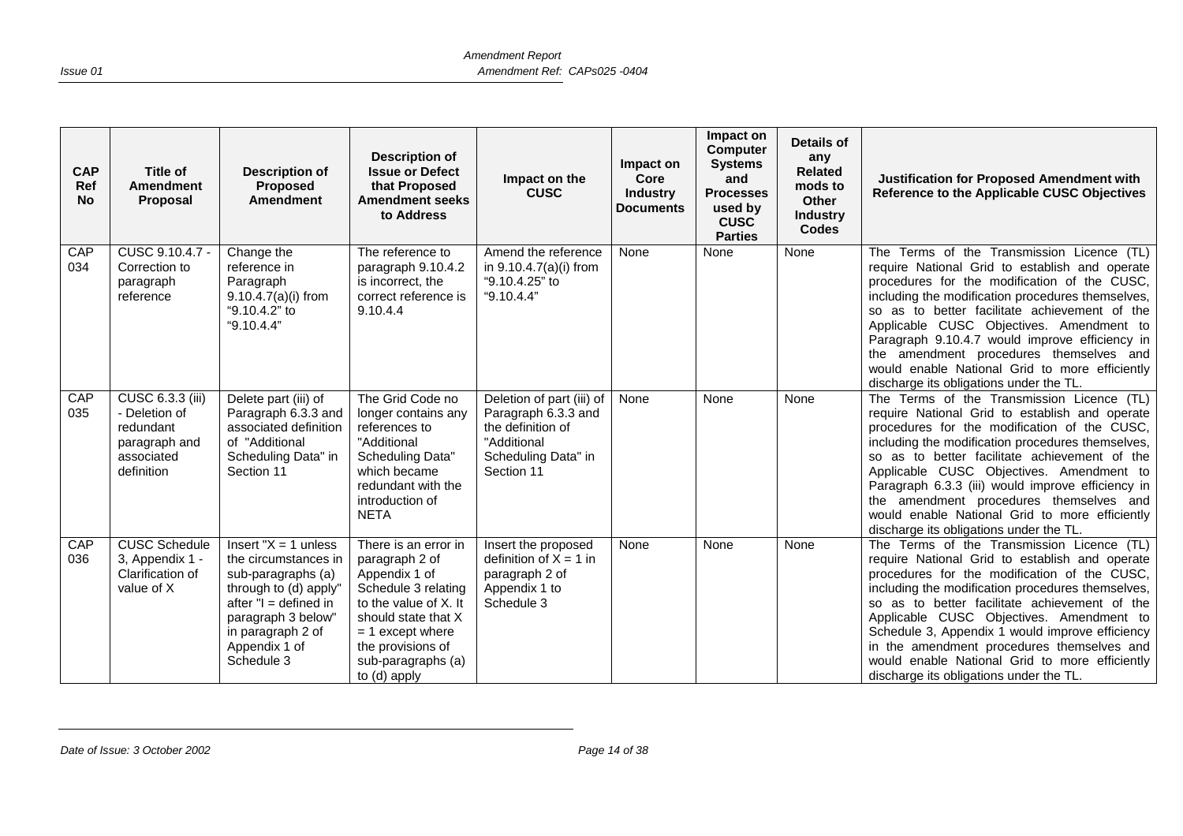| CAP Ref No | Title of Amendment Proposal | Description of Proposed Amendment | Description of Issue or Defect that Proposed Amendment seeks to Address | Impact on the CUSC | Impact on Core Industry Documents | Impact on Computer Systems and Processes used by CUSC Parties | Details of any Related mods to Other Industry Codes | Justification for Proposed Amendment with Reference to the Applicable CUSC Objectives |
|---|---|---|---|---|---|---|---|---|
| CAP 034 | CUSC 9.10.4.7 - Correction to paragraph reference | Change the reference in Paragraph 9.10.4.7(a)(i) from "9.10.4.2" to "9.10.4.4" | The reference to paragraph 9.10.4.2 is incorrect, the correct reference is 9.10.4 | Amend the reference in 9.10.4.7(a)(i) from "9.10.4.25" to "9.10.4.4" | None | None | None | The Terms of the Transmission Licence (TL) require National Grid to establish and operate procedures for the modification of the CUSC, including the modification procedures themselves, so as to better facilitate achievement of the Applicable CUSC Objectives. Amendment to Paragraph 9.10.4.7 would improve efficiency in the amendment procedures themselves and would enable National Grid to more efficiently discharge its obligations under the TL. |
| CAP 035 | CUSC 6.3.3 (iii) - Deletion of redundant paragraph and associated definition | Delete part (iii) of Paragraph 6.3.3 and associated definition of "Additional Scheduling Data" in Section 11 | The Grid Code no longer contains any references to "Additional Scheduling Data" which became redundant with the introduction of NETA | Deletion of part (iii) of Paragraph 6.3.3 and the definition of "Additional Scheduling Data" in Section 11 | None | None | None | The Terms of the Transmission Licence (TL) require National Grid to establish and operate procedures for the modification of the CUSC, including the modification procedures themselves, so as to better facilitate achievement of the Applicable CUSC Objectives. Amendment to Paragraph 6.3.3 (iii) would improve efficiency in the amendment procedures themselves and would enable National Grid to more efficiently discharge its obligations under the TL. |
| CAP 036 | CUSC Schedule 3, Appendix 1 - Clarification of value of X | Insert "X = 1 unless the circumstances in sub-paragraphs (a) through to (d) apply" after "I = defined in paragraph 3 below" in paragraph 2 of Appendix 1 of Schedule 3 | There is an error in paragraph 2 of Appendix 1 of Schedule 3 relating to the value of X. It should state that X = 1 except where the provisions of sub-paragraphs (a) to (d) apply | Insert the proposed definition of X = 1 in paragraph 2 of Appendix 1 to Schedule 3 | None | None | None | The Terms of the Transmission Licence (TL) require National Grid to establish and operate procedures for the modification of the CUSC, including the modification procedures themselves, so as to better facilitate achievement of the Applicable CUSC Objectives. Amendment to Schedule 3, Appendix 1 would improve efficiency in the amendment procedures themselves and would enable National Grid to more efficiently discharge its obligations under the TL. |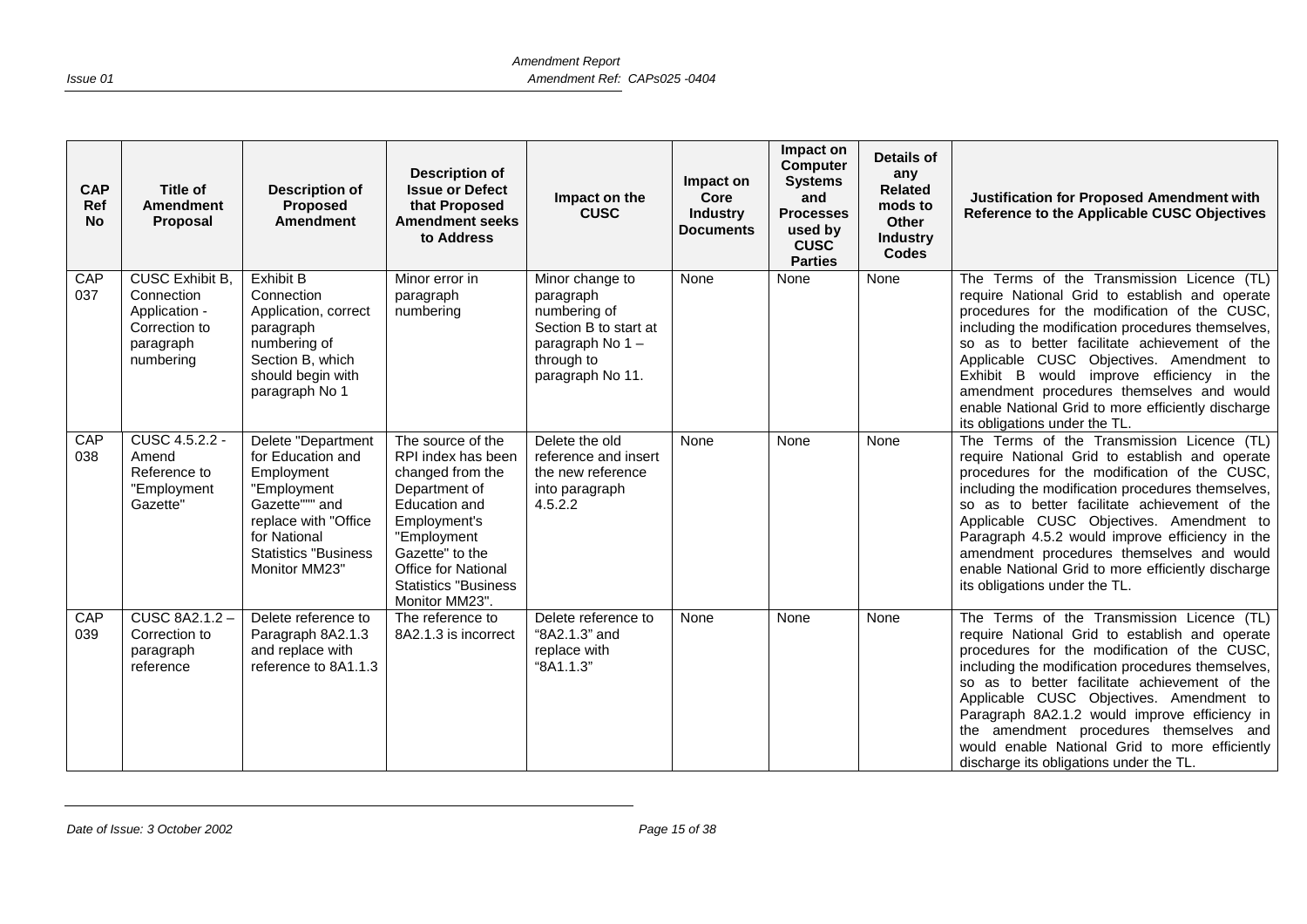| CAP Ref No | Title of Amendment Proposal | Description of Proposed Amendment | Description of Issue or Defect that Proposed Amendment seeks to Address | Impact on the CUSC | Impact on Core Industry Documents | Impact on Computer Systems and Processes used by CUSC Parties | Details of any Related mods to Other Industry Codes | Justification for Proposed Amendment with Reference to the Applicable CUSC Objectives |
|---|---|---|---|---|---|---|---|---|
| CAP 037 | CUSC Exhibit B, Connection Application - Correction to paragraph numbering | Exhibit B Connection Application, correct paragraph numbering of Section B, which should begin with paragraph No 1 | Minor error in paragraph numbering | Minor change to paragraph numbering of Section B to start at paragraph No 1 – through to paragraph No 11. | None | None | None | The Terms of the Transmission Licence (TL) require National Grid to establish and operate procedures for the modification of the CUSC, including the modification procedures themselves, so as to better facilitate achievement of the Applicable CUSC Objectives. Amendment to Exhibit B would improve efficiency in the amendment procedures themselves and would enable National Grid to more efficiently discharge its obligations under the TL. |
| CAP 038 | CUSC 4.5.2.2 - Amend Reference to "Employment Gazette" | Delete "Department for Education and Employment "Employment Gazette""" and replace with "Office for National Statistics "Business Monitor MM23" | The source of the RPI index has been changed from the Department of Education and Employment's "Employment Gazette" to the Office for National Statistics "Business Monitor MM23". | Delete the old reference and insert the new reference into paragraph 4.5.2.2 | None | None | None | The Terms of the Transmission Licence (TL) require National Grid to establish and operate procedures for the modification of the CUSC, including the modification procedures themselves, so as to better facilitate achievement of the Applicable CUSC Objectives. Amendment to Paragraph 4.5.2 would improve efficiency in the amendment procedures themselves and would enable National Grid to more efficiently discharge its obligations under the TL. |
| CAP 039 | CUSC 8A2.1.2 – Correction to paragraph reference | Delete reference to Paragraph 8A2.1.3 and replace with reference to 8A1.1.3 | The reference to 8A2.1.3 is incorrect | Delete reference to "8A2.1.3" and replace with "8A1.1.3" | None | None | None | The Terms of the Transmission Licence (TL) require National Grid to establish and operate procedures for the modification of the CUSC, including the modification procedures themselves, so as to better facilitate achievement of the Applicable CUSC Objectives. Amendment to Paragraph 8A2.1.2 would improve efficiency in the amendment procedures themselves and would enable National Grid to more efficiently discharge its obligations under the TL. |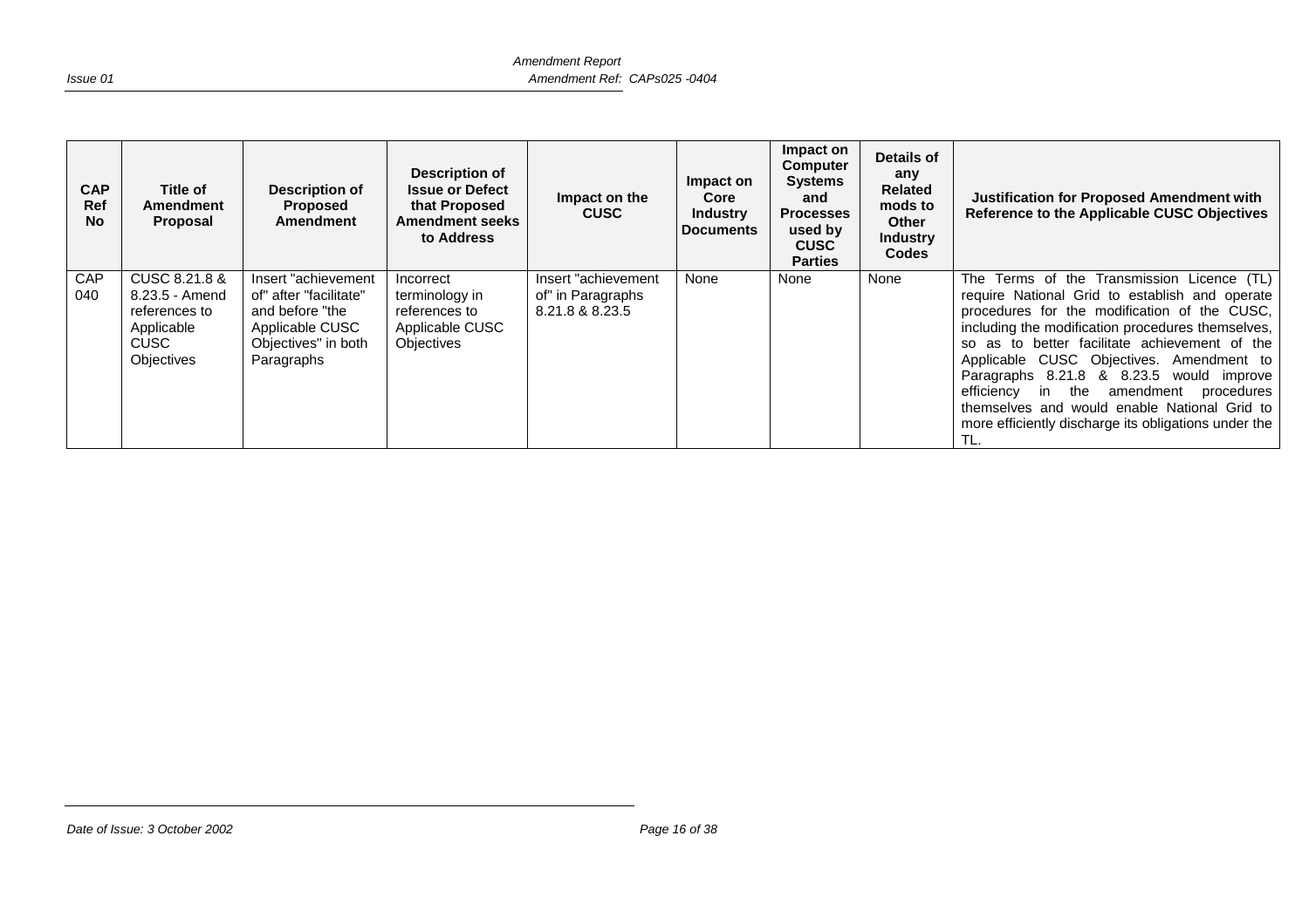| CAP Ref No | Title of Amendment Proposal | Description of Proposed Amendment | Description of Issue or Defect that Proposed Amendment seeks to Address | Impact on the CUSC | Impact on Core Industry Documents | Impact on Computer Systems and Processes used by CUSC Parties | Details of any Related mods to Other Industry Codes | Justification for Proposed Amendment with Reference to the Applicable CUSC Objectives |
|---|---|---|---|---|---|---|---|---|
| CAP 040 | CUSC 8.21.8 & 8.23.5 - Amend references to Applicable CUSC Objectives | Insert "achievement of" after "facilitate" and before "the Applicable CUSC Objectives" in both Paragraphs | Incorrect terminology in references to Applicable CUSC Objectives | Insert "achievement of" in Paragraphs 8.21.8 & 8.23.5 | None | None | None | The Terms of the Transmission Licence (TL) require National Grid to establish and operate procedures for the modification of the CUSC, including the modification procedures themselves, so as to better facilitate achievement of the Applicable CUSC Objectives. Amendment to Paragraphs 8.21.8 & 8.23.5 would improve efficiency in the amendment procedures themselves and would enable National Grid to more efficiently discharge its obligations under the TL. |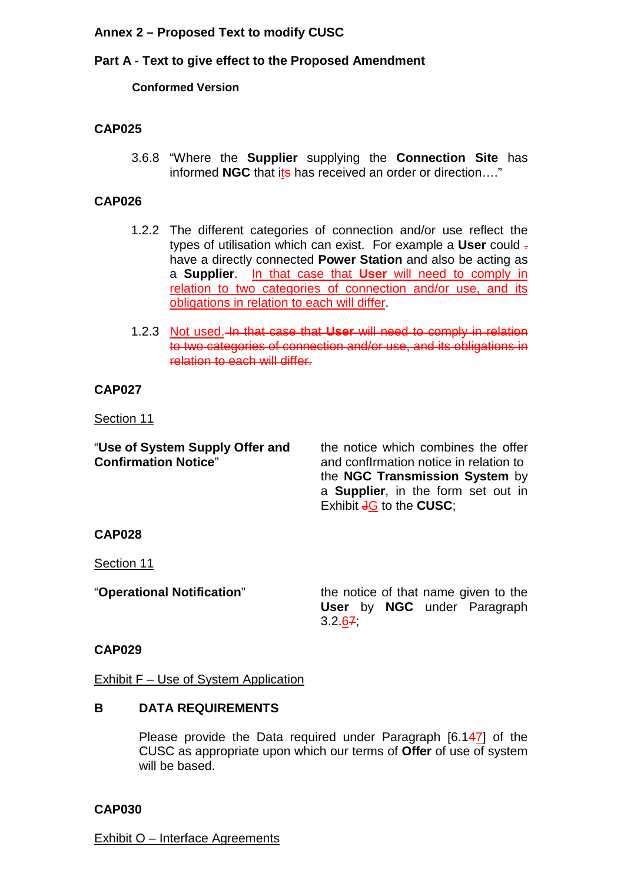**Annex 2 – Proposed Text to modify CUSC**

**Part A - Text to give effect to the Proposed Amendment**

**Conformed Version**

**CAP025**

3.6.8 "Where the **Supplier** supplying the **Connection Site** has informed **NGC** that its has received an order or direction…."

**CAP026**

1.2.2 The different categories of connection and/or use reflect the types of utilisation which can exist. For example a **User** could . have a directly connected **Power Station** and also be acting as a **Supplier**. In that case that **User** will need to comply in relation to two categories of connection and/or use, and its obligations in relation to each will differ.

1.2.3 Not used. ~~In that case that **User** will need to comply in relation to two categories of connection and/or use, and its obligations in relation to each will differ.~~

**CAP027**

Section 11

| | |
|---|---|
| "**Use of System Supply Offer and Confirmation Notice**" | the notice which combines the offer and conflrmation notice in relation to the **NGC Transmission System** by a **Supplier**, in the form set out in Exhibit JG to the **CUSC**; |

**CAP028**

Section 11

| | |
|---|---|
| "**Operational Notification**" | the notice of that name given to the **User** by **NGC** under Paragraph 3.2.67; |

**CAP029**

Exhibit F – Use of System Application

**B DATA REQUIREMENTS**

Please provide the Data required under Paragraph [6.147] of the CUSC as appropriate upon which our terms of **Offer** of use of system will be based.

**CAP030**

Exhibit O – Interface Agreements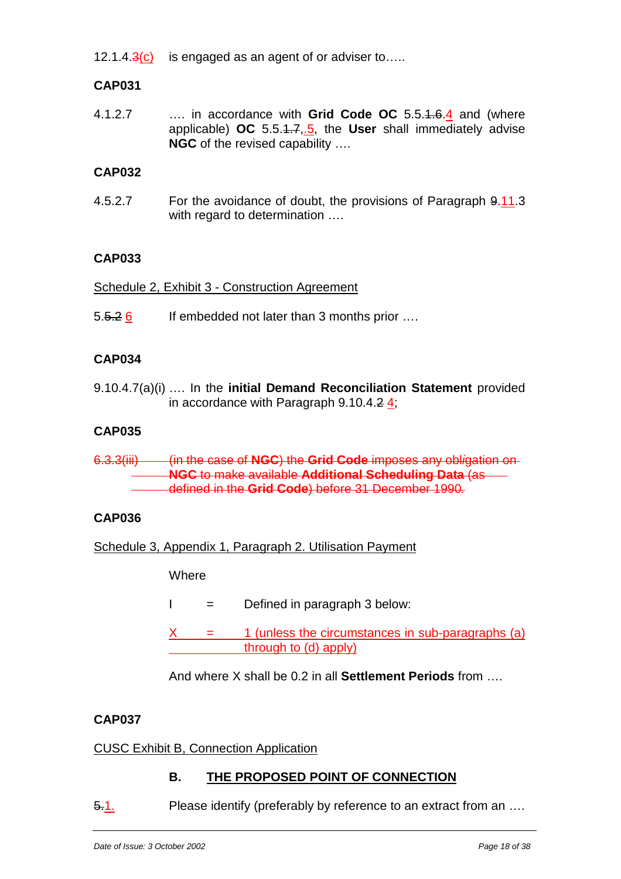12.1.4.~~3~~(c) is engaged as an agent of or adviser to…..

**CAP031**

4.1.2.7 …. in accordance with **Grid Code OC** 5.5.~~1.6~~.4 and (where applicable) **OC** 5.5.~~1.7~~,.5, the **User** shall immediately advise **NGC** of the revised capability ….

**CAP032**

4.5.2.7 For the avoidance of doubt, the provisions of Paragraph ~~9~~.11.3 with regard to determination ….

**CAP033**

Schedule 2, Exhibit 3 - Construction Agreement

5.~~5.2~~ 6 If embedded not later than 3 months prior ….

**CAP034**

9.10.4.7(a)(i) …. In the **initial Demand Reconciliation Statement** provided in accordance with Paragraph 9.10.4.~~2~~ 4;

**CAP035**

~~6.3.3(iii) (in the case of **NGC**) the **Grid Code** imposes any obligation on **NGC** to make available **Additional Scheduling Data** (as defined in the **Grid Code**) before 31 December 1990.~~

**CAP036**

Schedule 3, Appendix 1, Paragraph 2. Utilisation Payment

Where

I = Defined in paragraph 3 below:

X = 1 (unless the circumstances in sub-paragraphs (a) through to (d) apply)

And where X shall be 0.2 in all **Settlement Periods** from ….

**CAP037**

CUSC Exhibit B, Connection Application

**B. THE PROPOSED POINT OF CONNECTION**

~~5~~.1. Please identify (preferably by reference to an extract from an ….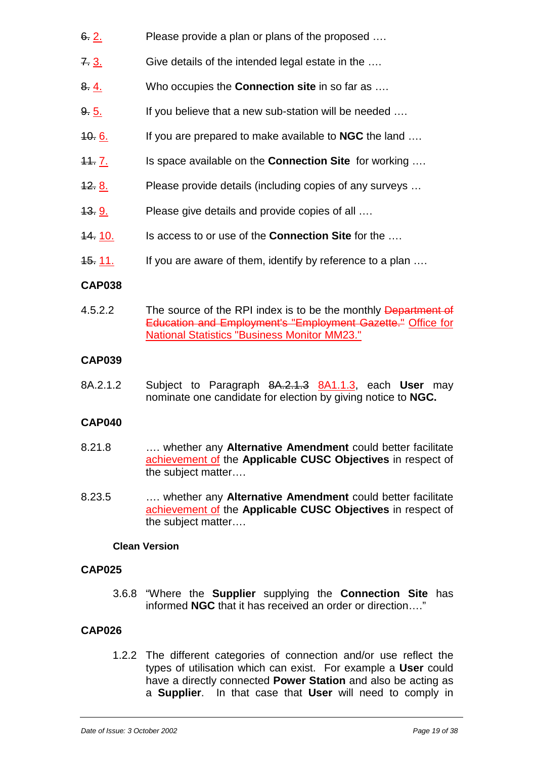~~6.~~ 2. Please provide a plan or plans of the proposed ….

~~7.~~ 3. Give details of the intended legal estate in the ….

~~8.~~ 4. Who occupies the **Connection site** in so far as ….

~~9.~~ 5. If you believe that a new sub-station will be needed ….

~~10.~~ 6. If you are prepared to make available to **NGC** the land ….

~~11.~~ 7. Is space available on the **Connection Site** for working ….

~~12.~~ 8. Please provide details (including copies of any surveys …

~~13.~~ 9. Please give details and provide copies of all ….

~~14.~~ 10. Is access to or use of the **Connection Site** for the ….

~~15.~~ 11. If you are aware of them, identify by reference to a plan ….

**CAP038**

4.5.2.2 The source of the RPI index is to be the monthly ~~Department of Education and Employment's "Employment Gazette."~~ Office for National Statistics "Business Monitor MM23."

**CAP039**

8A.2.1.2 Subject to Paragraph ~~8A.2.1.3~~ 8A1.1.3, each **User** may nominate one candidate for election by giving notice to **NGC.**

**CAP040**

8.21.8 …. whether any **Alternative Amendment** could better facilitate achievement of the **Applicable CUSC Objectives** in respect of the subject matter….

8.23.5 …. whether any **Alternative Amendment** could better facilitate achievement of the **Applicable CUSC Objectives** in respect of the subject matter….

**Clean Version**

**CAP025**

3.6.8 "Where the **Supplier** supplying the **Connection Site** has informed **NGC** that it has received an order or direction…."

**CAP026**

1.2.2 The different categories of connection and/or use reflect the types of utilisation which can exist. For example a **User** could have a directly connected **Power Station** and also be acting as a **Supplier**. In that case that **User** will need to comply in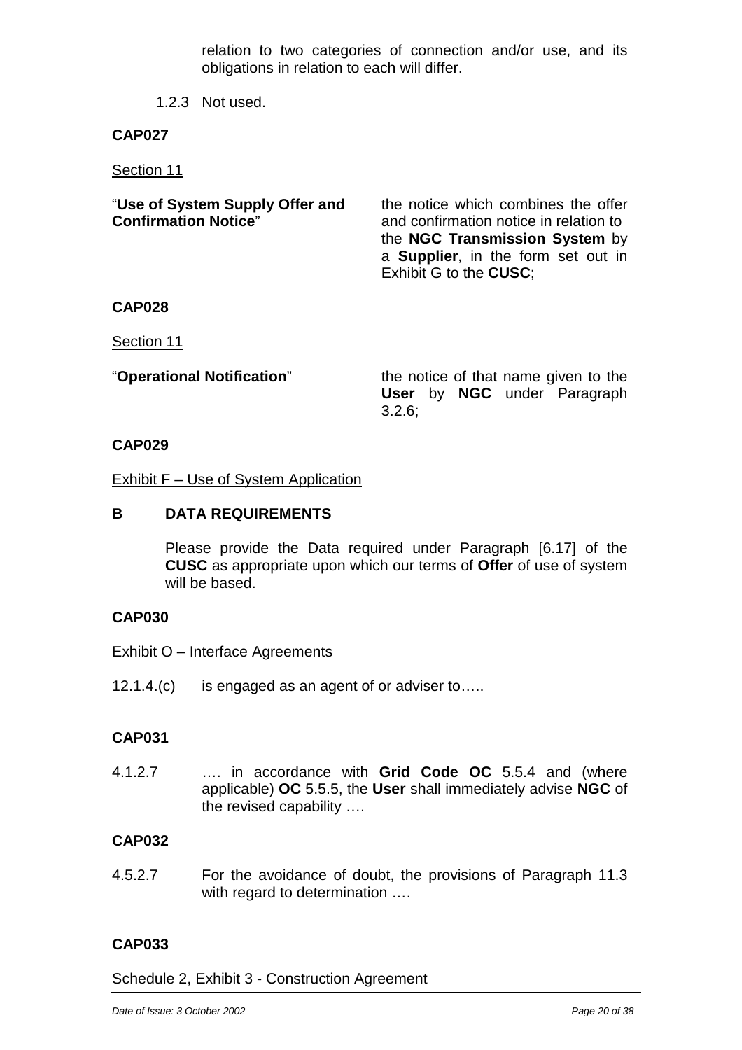relation to two categories of connection and/or use, and its obligations in relation to each will differ.

1.2.3 Not used.

**CAP027**

Section 11

| | |
|---|---|
| "**Use of System Supply Offer and Confirmation Notice**" | the notice which combines the offer and confirmation notice in relation to the **NGC Transmission System** by a **Supplier**, in the form set out in Exhibit G to the **CUSC**; |

**CAP028**

Section 11

| | |
|---|---|
| "**Operational Notification**" | the notice of that name given to the **User** by **NGC** under Paragraph 3.2.6; |

**CAP029**

Exhibit F – Use of System Application

**B DATA REQUIREMENTS**

Please provide the Data required under Paragraph [6.17] of the **CUSC** as appropriate upon which our terms of **Offer** of use of system will be based.

**CAP030**

Exhibit O – Interface Agreements

12.1.4.(c) is engaged as an agent of or adviser to…..

**CAP031**

4.1.2.7 …. in accordance with **Grid Code OC** 5.5.4 and (where applicable) **OC** 5.5.5, the **User** shall immediately advise **NGC** of the revised capability ….

**CAP032**

4.5.2.7 For the avoidance of doubt, the provisions of Paragraph 11.3 with regard to determination ….

**CAP033**

Schedule 2, Exhibit 3 - Construction Agreement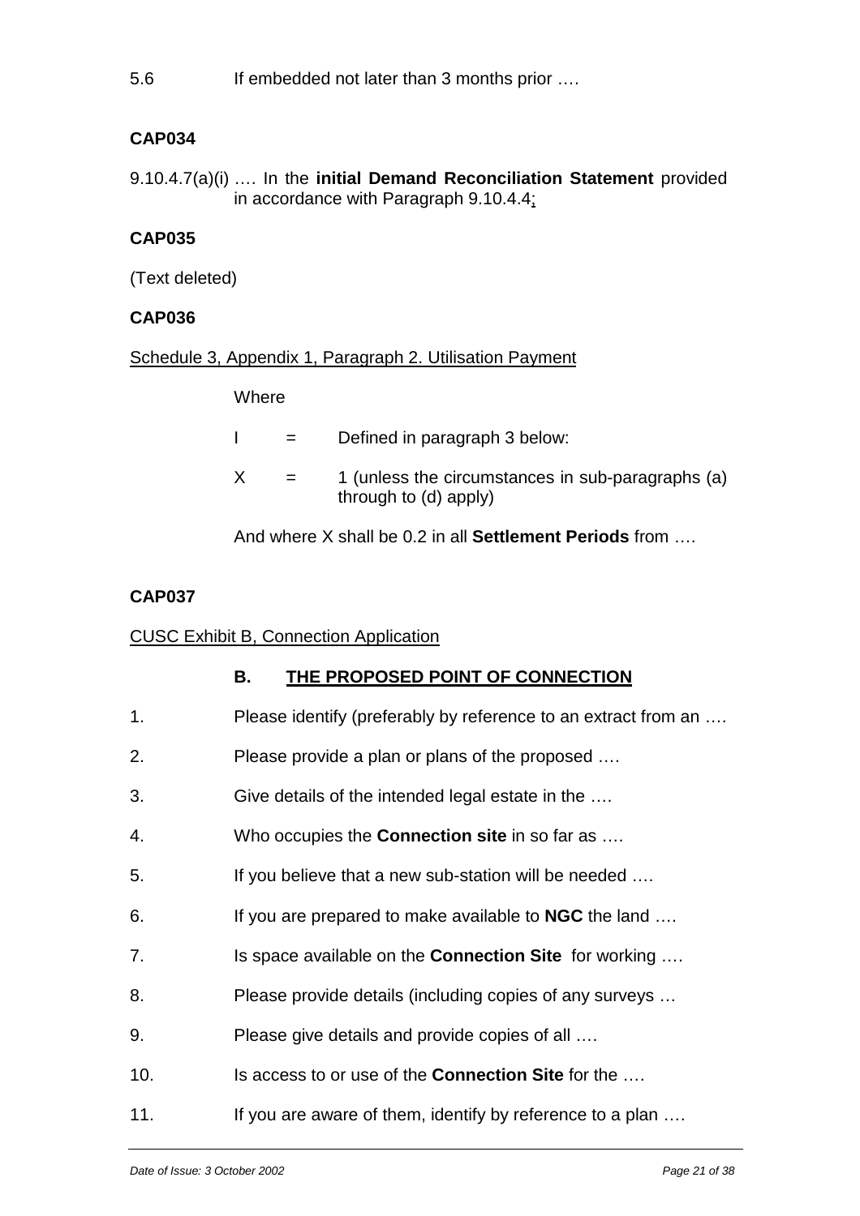5.6 If embedded not later than 3 months prior ….

**CAP034**

9.10.4.7(a)(i) …. In the **initial Demand Reconciliation Statement** provided in accordance with Paragraph 9.10.4.4;

**CAP035**

(Text deleted)

**CAP036**

Schedule 3, Appendix 1, Paragraph 2. Utilisation Payment

Where

I = Defined in paragraph 3 below:

X = 1 (unless the circumstances in sub-paragraphs (a) through to (d) apply)

And where X shall be 0.2 in all **Settlement Periods** from ….

**CAP037**

CUSC Exhibit B, Connection Application

**B. THE PROPOSED POINT OF CONNECTION**

1. Please identify (preferably by reference to an extract from an ….
2. Please provide a plan or plans of the proposed ….
3. Give details of the intended legal estate in the ….
4. Who occupies the **Connection site** in so far as ….
5. If you believe that a new sub-station will be needed ….
6. If you are prepared to make available to **NGC** the land ….
7. Is space available on the **Connection Site** for working ….
8. Please provide details (including copies of any surveys …
9. Please give details and provide copies of all ….
10. Is access to or use of the **Connection Site** for the ….
11. If you are aware of them, identify by reference to a plan ….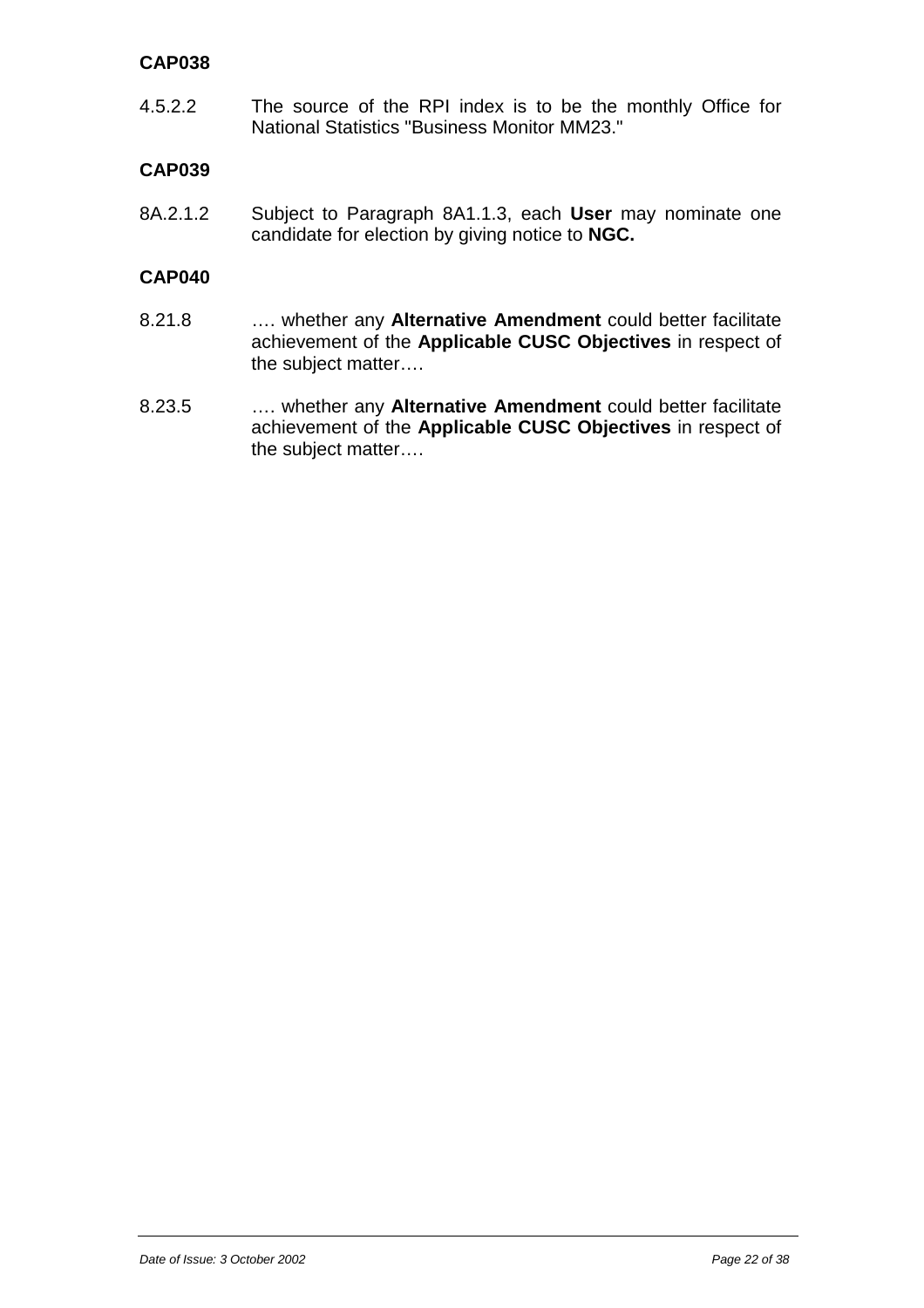**CAP038**

4.5.2.2 The source of the RPI index is to be the monthly Office for National Statistics "Business Monitor MM23."

**CAP039**

8A.2.1.2 Subject to Paragraph 8A1.1.3, each **User** may nominate one candidate for election by giving notice to **NGC.**

**CAP040**

8.21.8 …. whether any **Alternative Amendment** could better facilitate achievement of the **Applicable CUSC Objectives** in respect of the subject matter….

8.23.5 …. whether any **Alternative Amendment** could better facilitate achievement of the **Applicable CUSC Objectives** in respect of the subject matter….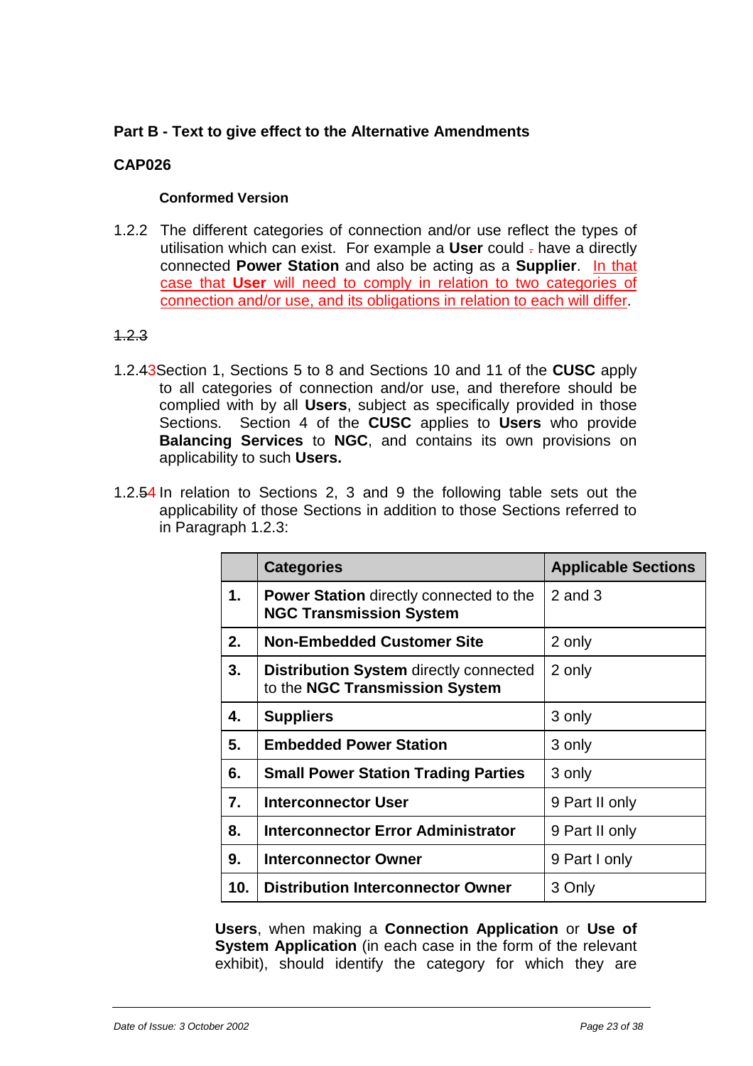**Part B - Text to give effect to the Alternative Amendments**

**CAP026**

**Conformed Version**

1.2.2 The different categories of connection and/or use reflect the types of utilisation which can exist. For example a **User** could , have a directly connected **Power Station** and also be acting as a **Supplier**. In that case that **User** will need to comply in relation to two categories of connection and/or use, and its obligations in relation to each will differ.

~~1.2.3~~

1.2.43Section 1, Sections 5 to 8 and Sections 10 and 11 of the **CUSC** apply to all categories of connection and/or use, and therefore should be complied with by all **Users**, subject as specifically provided in those Sections. Section 4 of the **CUSC** applies to **Users** who provide **Balancing Services** to **NGC**, and contains its own provisions on applicability to such **Users.**

1.2.54 In relation to Sections 2, 3 and 9 the following table sets out the applicability of those Sections in addition to those Sections referred to in Paragraph 1.2.3:

| | **Categories** | **Applicable Sections** |
|---|---|---|
| **1.** | **Power Station** directly connected to the **NGC Transmission System** | 2 and 3 |
| **2.** | **Non-Embedded Customer Site** | 2 only |
| **3.** | **Distribution System** directly connected to the **NGC Transmission System** | 2 only |
| **4.** | **Suppliers** | 3 only |
| **5.** | **Embedded Power Station** | 3 only |
| **6.** | **Small Power Station Trading Parties** | 3 only |
| **7.** | **Interconnector User** | 9 Part II only |
| **8.** | **Interconnector Error Administrator** | 9 Part II only |
| **9.** | **Interconnector Owner** | 9 Part I only |
| **10.** | **Distribution Interconnector Owner** | 3 Only |

**Users**, when making a **Connection Application** or **Use of System Application** (in each case in the form of the relevant exhibit), should identify the category for which they are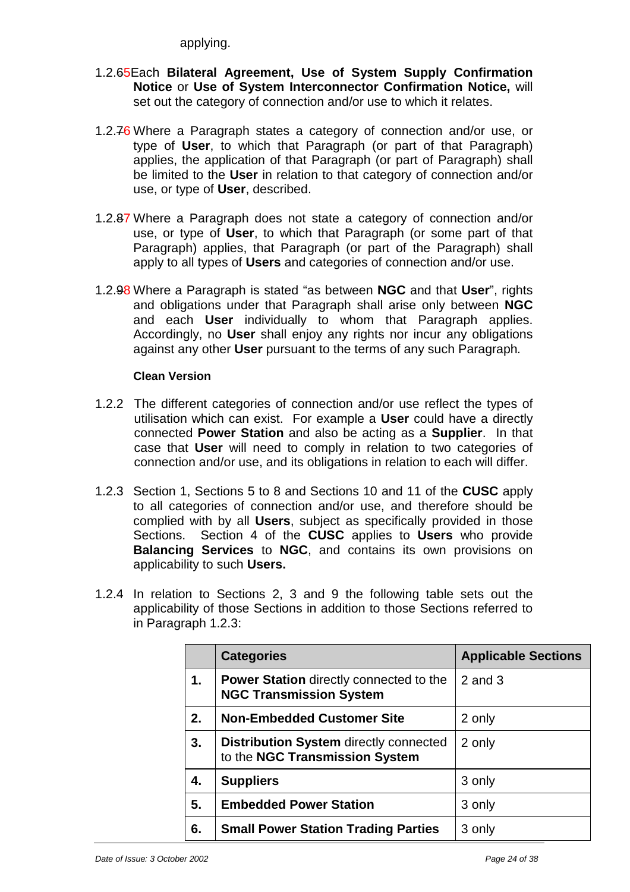applying.

1.2.65Each **Bilateral Agreement, Use of System Supply Confirmation Notice** or **Use of System Interconnector Confirmation Notice,** will set out the category of connection and/or use to which it relates.

1.2.76 Where a Paragraph states a category of connection and/or use, or type of **User**, to which that Paragraph (or part of that Paragraph) applies, the application of that Paragraph (or part of Paragraph) shall be limited to the **User** in relation to that category of connection and/or use, or type of **User**, described.

1.2.87 Where a Paragraph does not state a category of connection and/or use, or type of **User**, to which that Paragraph (or some part of that Paragraph) applies, that Paragraph (or part of the Paragraph) shall apply to all types of **Users** and categories of connection and/or use.

1.2.98 Where a Paragraph is stated "as between **NGC** and that **User**", rights and obligations under that Paragraph shall arise only between **NGC** and each **User** individually to whom that Paragraph applies. Accordingly, no **User** shall enjoy any rights nor incur any obligations against any other **User** pursuant to the terms of any such Paragraph.

**Clean Version**

1.2.2 The different categories of connection and/or use reflect the types of utilisation which can exist. For example a **User** could have a directly connected **Power Station** and also be acting as a **Supplier**. In that case that **User** will need to comply in relation to two categories of connection and/or use, and its obligations in relation to each will differ.

1.2.3 Section 1, Sections 5 to 8 and Sections 10 and 11 of the **CUSC** apply to all categories of connection and/or use, and therefore should be complied with by all **Users**, subject as specifically provided in those Sections. Section 4 of the **CUSC** applies to **Users** who provide **Balancing Services** to **NGC**, and contains its own provisions on applicability to such **Users.**

1.2.4 In relation to Sections 2, 3 and 9 the following table sets out the applicability of those Sections in addition to those Sections referred to in Paragraph 1.2.3:

| | Categories | Applicable Sections |
|---|---|---|
| **1.** | **Power Station** directly connected to the **NGC Transmission System** | 2 and 3 |
| **2.** | **Non-Embedded Customer Site** | 2 only |
| **3.** | **Distribution System** directly connected to the **NGC Transmission System** | 2 only |
| **4.** | **Suppliers** | 3 only |
| **5.** | **Embedded Power Station** | 3 only |
| **6.** | **Small Power Station Trading Parties** | 3 only |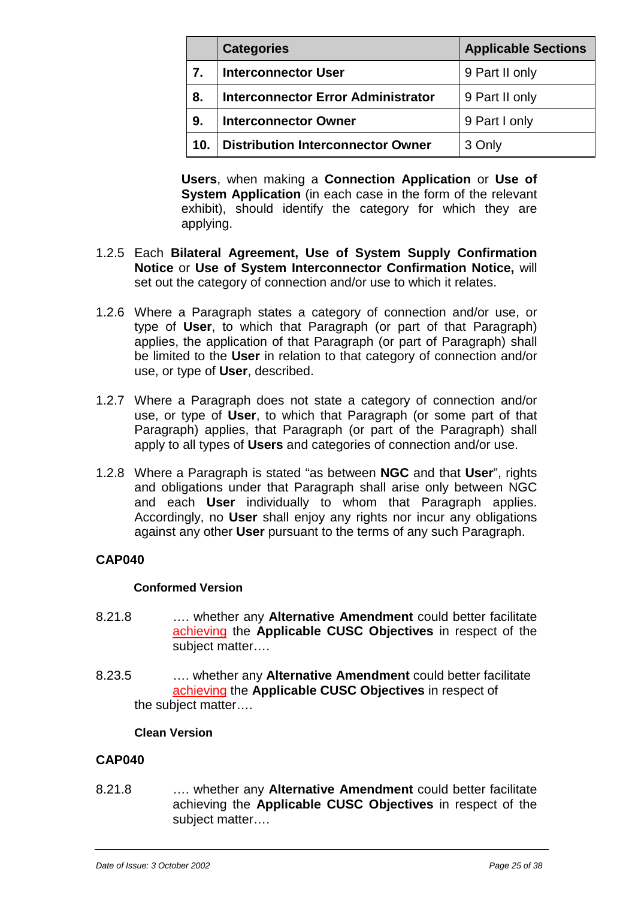| | Categories | Applicable Sections |
|---|---|---|
| 7. | **Interconnector User** | 9 Part II only |
| 8. | **Interconnector Error Administrator** | 9 Part II only |
| 9. | **Interconnector Owner** | 9 Part I only |
| 10. | **Distribution Interconnector Owner** | 3 Only |

**Users**, when making a **Connection Application** or **Use of System Application** (in each case in the form of the relevant exhibit), should identify the category for which they are applying.

1.2.5 Each **Bilateral Agreement, Use of System Supply Confirmation Notice** or **Use of System Interconnector Confirmation Notice,** will set out the category of connection and/or use to which it relates.

1.2.6 Where a Paragraph states a category of connection and/or use, or type of **User**, to which that Paragraph (or part of that Paragraph) applies, the application of that Paragraph (or part of Paragraph) shall be limited to the **User** in relation to that category of connection and/or use, or type of **User**, described.

1.2.7 Where a Paragraph does not state a category of connection and/or use, or type of **User**, to which that Paragraph (or some part of that Paragraph) applies, that Paragraph (or part of the Paragraph) shall apply to all types of **Users** and categories of connection and/or use.

1.2.8 Where a Paragraph is stated "as between **NGC** and that **User**", rights and obligations under that Paragraph shall arise only between NGC and each **User** individually to whom that Paragraph applies. Accordingly, no **User** shall enjoy any rights nor incur any obligations against any other **User** pursuant to the terms of any such Paragraph.

**CAP040**

**Conformed Version**

8.21.8 …. whether any **Alternative Amendment** could better facilitate achieving the **Applicable CUSC Objectives** in respect of the subject matter….

8.23.5 …. whether any **Alternative Amendment** could better facilitate achieving the **Applicable CUSC Objectives** in respect of the subject matter….

**Clean Version**

**CAP040**

8.21.8 …. whether any **Alternative Amendment** could better facilitate achieving the **Applicable CUSC Objectives** in respect of the subject matter….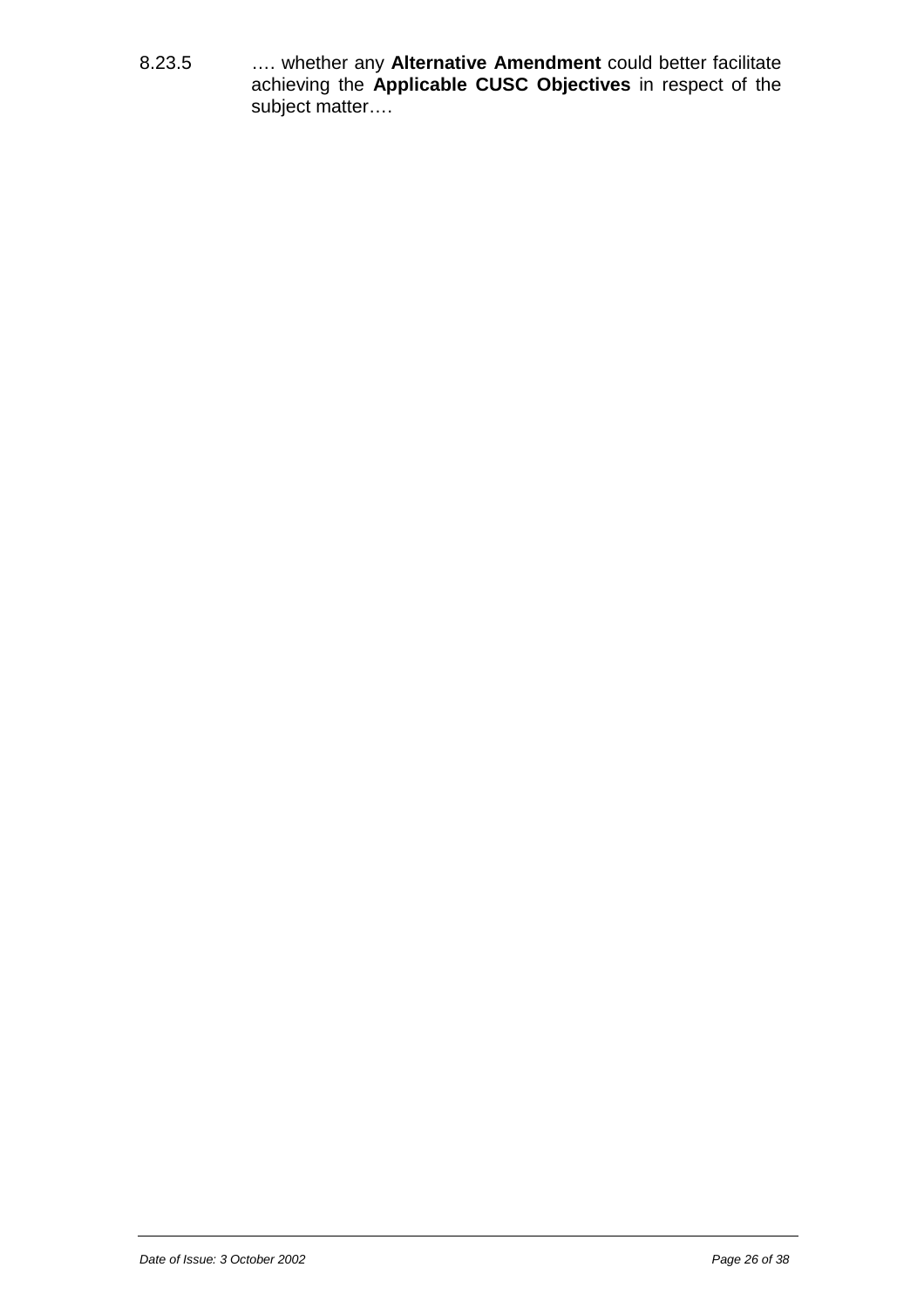8.23.5 …. whether any **Alternative Amendment** could better facilitate achieving the **Applicable CUSC Objectives** in respect of the subject matter….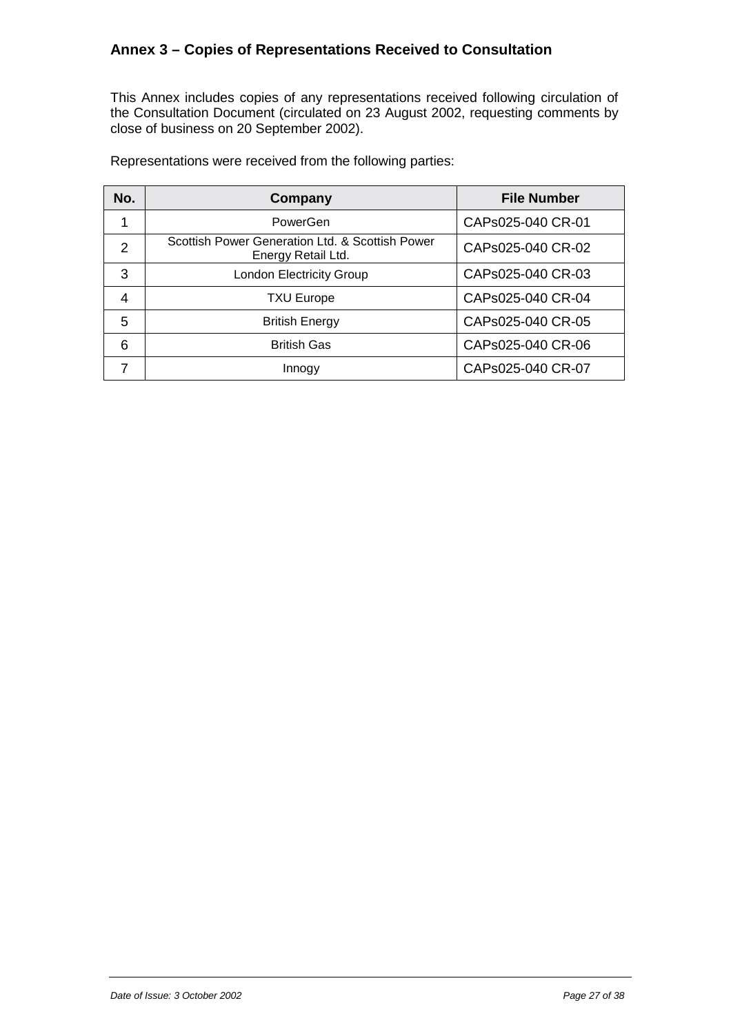## Annex 3 – Copies of Representations Received to Consultation

This Annex includes copies of any representations received following circulation of the Consultation Document (circulated on 23 August 2002, requesting comments by close of business on 20 September 2002).

Representations were received from the following parties:

| No. | Company | File Number |
|---|---|---|
| 1 | PowerGen | CAPs025-040 CR-01 |
| 2 | Scottish Power Generation Ltd. & Scottish Power Energy Retail Ltd. | CAPs025-040 CR-02 |
| 3 | London Electricity Group | CAPs025-040 CR-03 |
| 4 | TXU Europe | CAPs025-040 CR-04 |
| 5 | British Energy | CAPs025-040 CR-05 |
| 6 | British Gas | CAPs025-040 CR-06 |
| 7 | Innogy | CAPs025-040 CR-07 |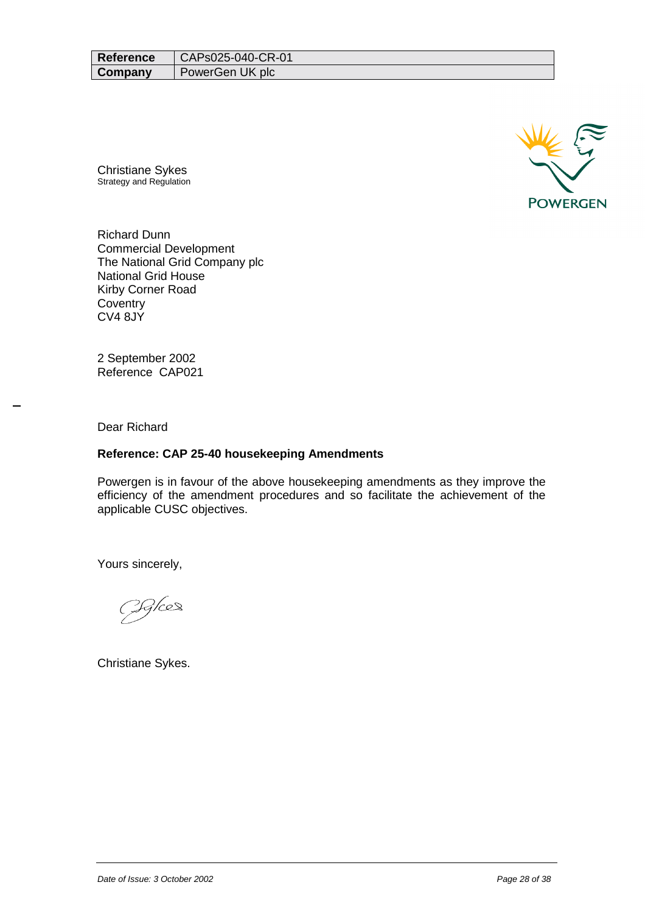| Reference | CAPs025-040-CR-01 |
| --- | --- |
| Company | PowerGen UK plc |

Christiane Sykes
Strategy and Regulation

POWERGEN

Richard Dunn
Commercial Development
The National Grid Company plc
National Grid House
Kirby Corner Road
Coventry
CV4 8JY

2 September 2002
Reference CAP021

Dear Richard

**Reference: CAP 25-40 housekeeping Amendments**

Powergen is in favour of the above housekeeping amendments as they improve the efficiency of the amendment procedures and so facilitate the achievement of the applicable CUSC objectives.

Yours sincerely,

Christiane Sykes.

*Date of Issue: 3 October 2002*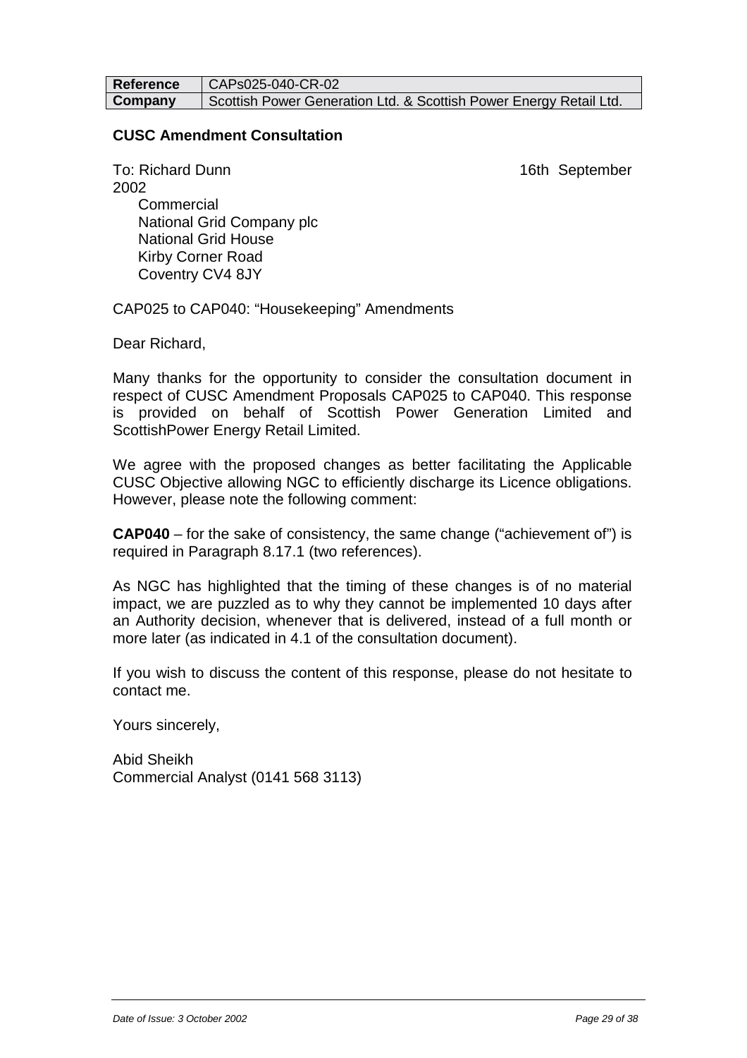| Reference | CAPs025-040-CR-02 |
| --- | --- |
| Company | Scottish Power Generation Ltd. & Scottish Power Energy Retail Ltd. |

**CUSC Amendment Consultation**

To: Richard Dunn 16th September 2002

Commercial
National Grid Company plc
National Grid House
Kirby Corner Road
Coventry CV4 8JY

CAP025 to CAP040: “Housekeeping” Amendments

Dear Richard,

Many thanks for the opportunity to consider the consultation document in respect of CUSC Amendment Proposals CAP025 to CAP040. This response is provided on behalf of Scottish Power Generation Limited and ScottishPower Energy Retail Limited.

We agree with the proposed changes as better facilitating the Applicable CUSC Objective allowing NGC to efficiently discharge its Licence obligations. However, please note the following comment:

**CAP040** – for the sake of consistency, the same change (“achievement of”) is required in Paragraph 8.17.1 (two references).

As NGC has highlighted that the timing of these changes is of no material impact, we are puzzled as to why they cannot be implemented 10 days after an Authority decision, whenever that is delivered, instead of a full month or more later (as indicated in 4.1 of the consultation document).

If you wish to discuss the content of this response, please do not hesitate to contact me.

Yours sincerely,

Abid Sheikh
Commercial Analyst (0141 568 3113)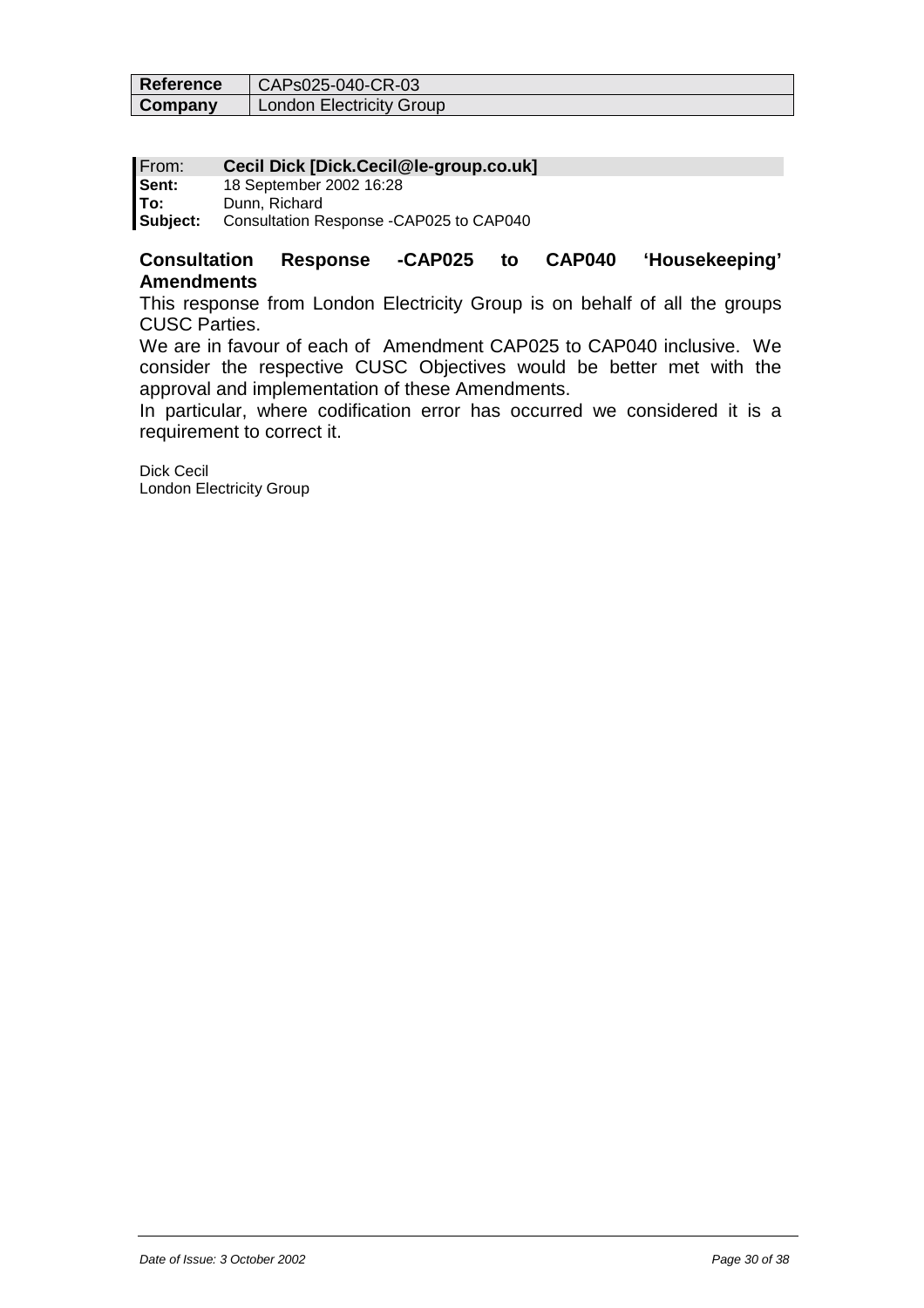| Reference | CAPs025-040-CR-03 |
| --- | --- |
| Company | London Electricity Group |

From: **Cecil Dick [Dick.Cecil@le-group.co.uk]**
**Sent:** 18 September 2002 16:28
**To:** Dunn, Richard
**Subject:** Consultation Response -CAP025 to CAP040

**Consultation Response -CAP025 to CAP040 'Housekeeping' Amendments**

This response from London Electricity Group is on behalf of all the groups CUSC Parties.

We are in favour of each of Amendment CAP025 to CAP040 inclusive. We consider the respective CUSC Objectives would be better met with the approval and implementation of these Amendments.

In particular, where codification error has occurred we considered it is a requirement to correct it.

Dick Cecil
London Electricity Group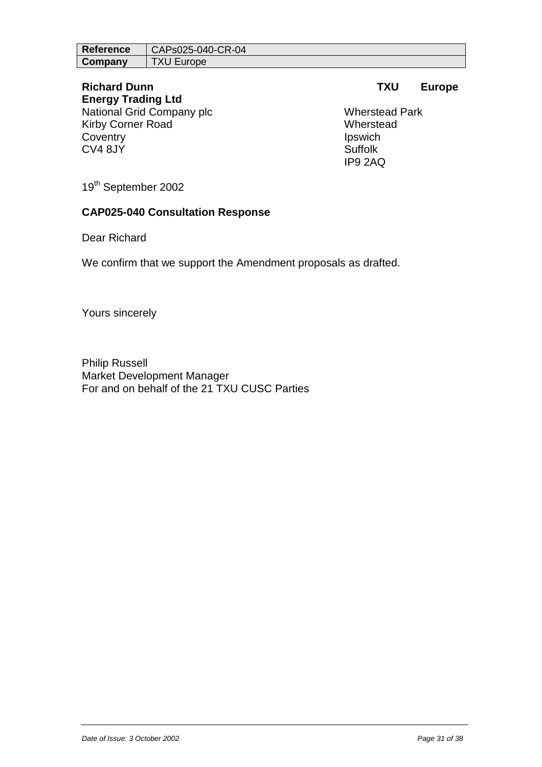| Reference | CAPs025-040-CR-04 |
| --- | --- |
| Company | TXU Europe |

**Richard Dunn**
National Grid Company plc
Kirby Corner Road
Coventry
CV4 8JY

**TXU Europe Energy Trading Ltd**
Wherstead Park
Wherstead
Ipswich
Suffolk
IP9 2AQ

19th September 2002

**CAP025-040 Consultation Response**

Dear Richard

We confirm that we support the Amendment proposals as drafted.

Yours sincerely

Philip Russell
Market Development Manager
For and on behalf of the 21 TXU CUSC Parties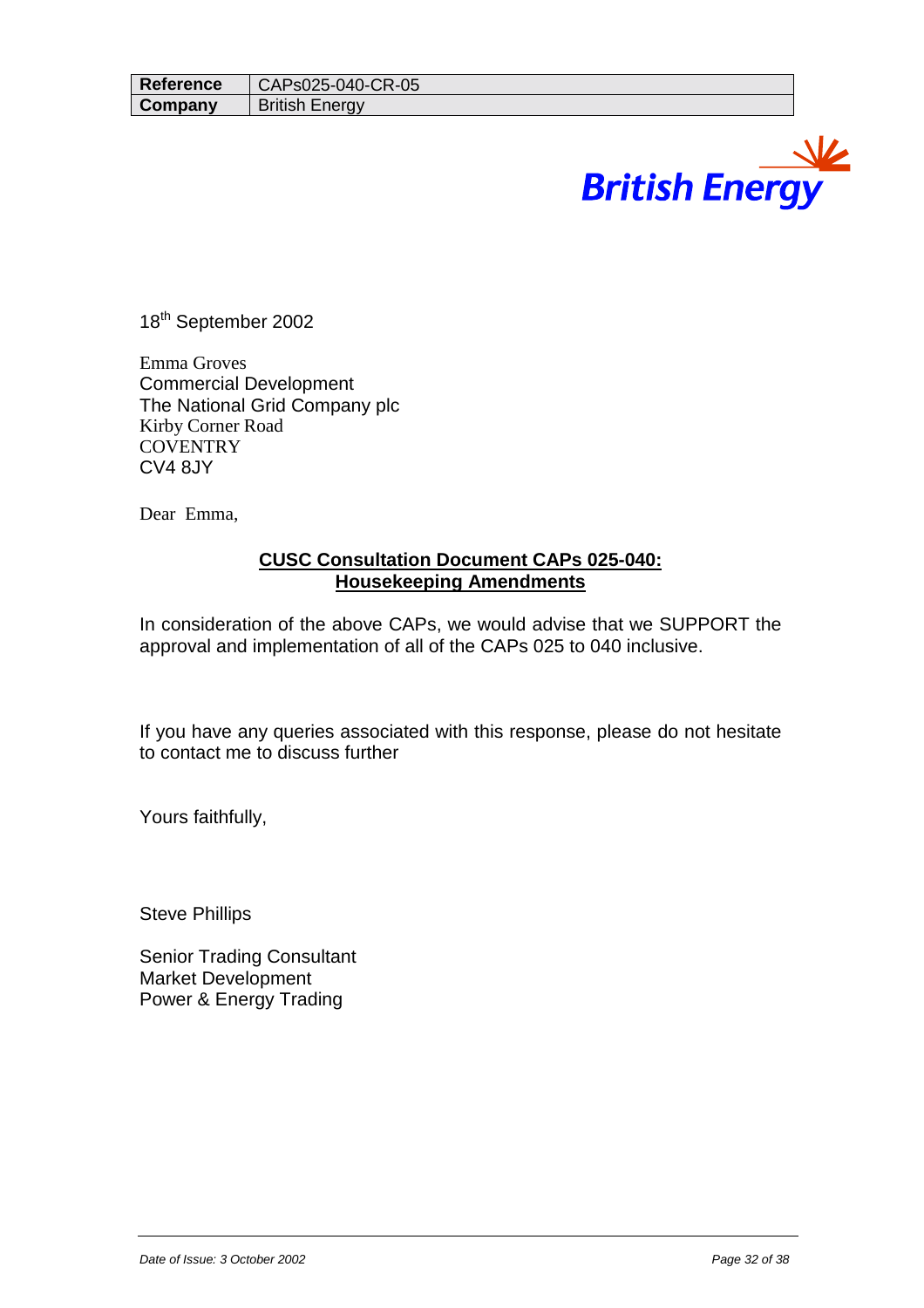| Reference | CAPs025-040-CR-05 |
| --- | --- |
| Company | British Energy |

British Energy

18th September 2002

Emma Groves
Commercial Development
The National Grid Company plc
Kirby Corner Road
COVENTRY
CV4 8JY

Dear Emma,

**CUSC Consultation Document CAPs 025-040:**
**Housekeeping Amendments**

In consideration of the above CAPs, we would advise that we SUPPORT the approval and implementation of all of the CAPs 025 to 040 inclusive.

If you have any queries associated with this response, please do not hesitate to contact me to discuss further

Yours faithfully,

Steve Phillips

Senior Trading Consultant
Market Development
Power & Energy Trading

*Date of Issue: 3 October 2002*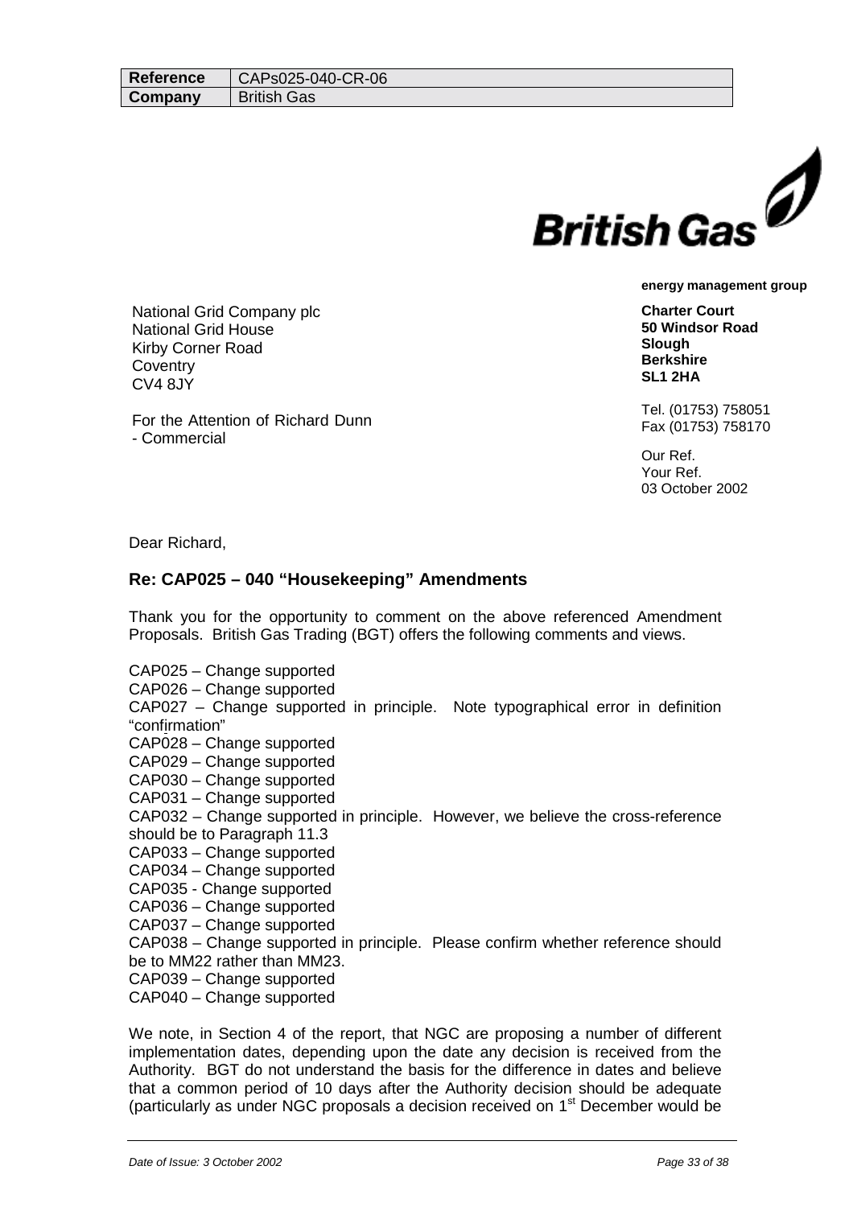| Reference | CAPs025-040-CR-06 |
| --- | --- |
| Company | British Gas |

**British Gas**

**energy management group**

National Grid Company plc
National Grid House
Kirby Corner Road
Coventry
CV4 8JY

For the Attention of Richard Dunn
- Commercial

**Charter Court**
**50 Windsor Road**
**Slough**
**Berkshire**
**SL1 2HA**

Tel. (01753) 758051
Fax (01753) 758170

Our Ref.
Your Ref.
03 October 2002

Dear Richard,

### Re: CAP025 – 040 "Housekeeping" Amendments

Thank you for the opportunity to comment on the above referenced Amendment Proposals. British Gas Trading (BGT) offers the following comments and views.

CAP025 – Change supported
CAP026 – Change supported
CAP027 – Change supported in principle. Note typographical error in definition "confirmation"
CAP028 – Change supported
CAP029 – Change supported
CAP030 – Change supported
CAP031 – Change supported
CAP032 – Change supported in principle. However, we believe the cross-reference should be to Paragraph 11.3
CAP033 – Change supported
CAP034 – Change supported
CAP035 - Change supported
CAP036 – Change supported
CAP037 – Change supported
CAP038 – Change supported in principle. Please confirm whether reference should be to MM22 rather than MM23.
CAP039 – Change supported
CAP040 – Change supported

We note, in Section 4 of the report, that NGC are proposing a number of different implementation dates, depending upon the date any decision is received from the Authority. BGT do not understand the basis for the difference in dates and believe that a common period of 10 days after the Authority decision should be adequate (particularly as under NGC proposals a decision received on 1st December would be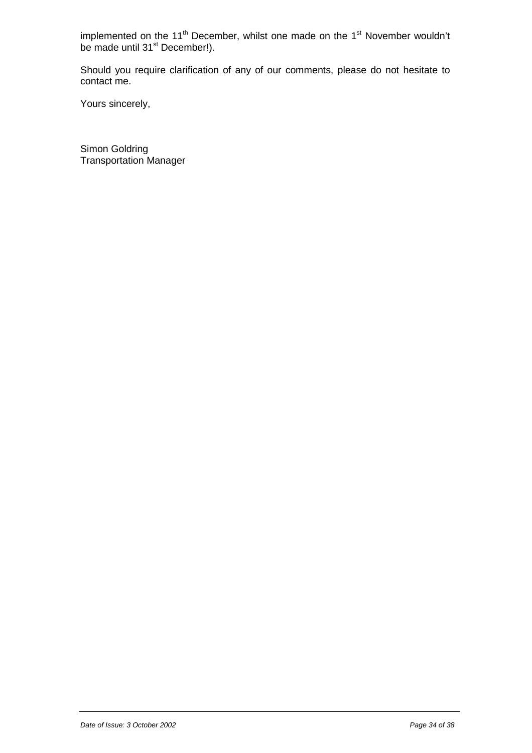implemented on the 11th December, whilst one made on the 1st November wouldn't be made until 31st December!).

Should you require clarification of any of our comments, please do not hesitate to contact me.

Yours sincerely,

Simon Goldring
Transportation Manager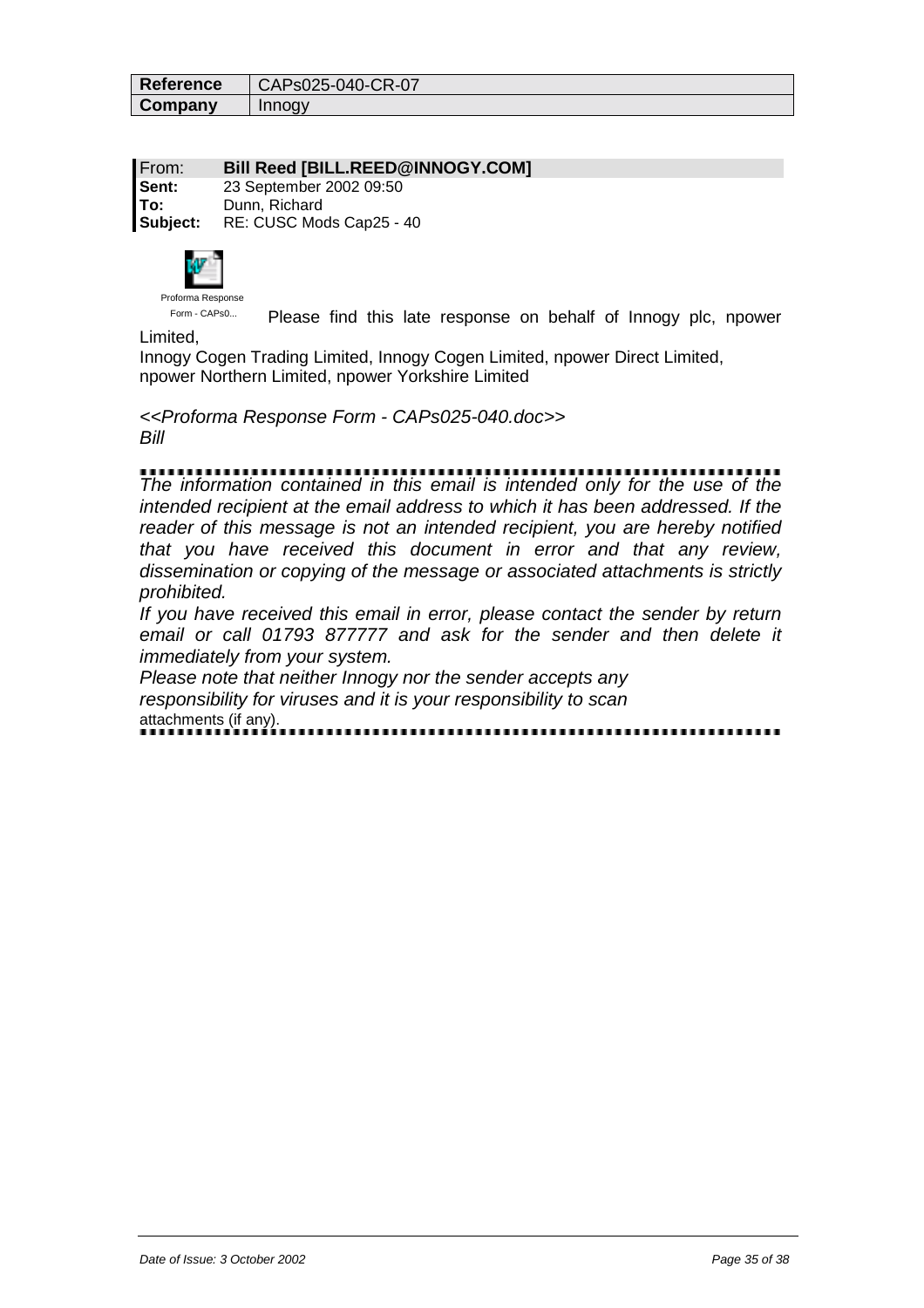| Reference | CAPs025-040-CR-07 |
| --- | --- |
| Company | Innogy |

From: **Bill Reed [BILL.REED@INNOGY.COM]**
**Sent:** 23 September 2002 09:50
**To:** Dunn, Richard
**Subject:** RE: CUSC Mods Cap25 - 40

Proforma Response Form - CAPs0...

Please find this late response on behalf of Innogy plc, npower Limited, Innogy Cogen Trading Limited, Innogy Cogen Limited, npower Direct Limited, npower Northern Limited, npower Yorkshire Limited

*<<Proforma Response Form - CAPs025-040.doc>>*
*Bill*

*The information contained in this email is intended only for the use of the intended recipient at the email address to which it has been addressed. If the reader of this message is not an intended recipient, you are hereby notified that you have received this document in error and that any review, dissemination or copying of the message or associated attachments is strictly prohibited.*

*If you have received this email in error, please contact the sender by return email or call 01793 877777 and ask for the sender and then delete it immediately from your system.*

*Please note that neither Innogy nor the sender accepts any responsibility for viruses and it is your responsibility to scan* attachments (if any).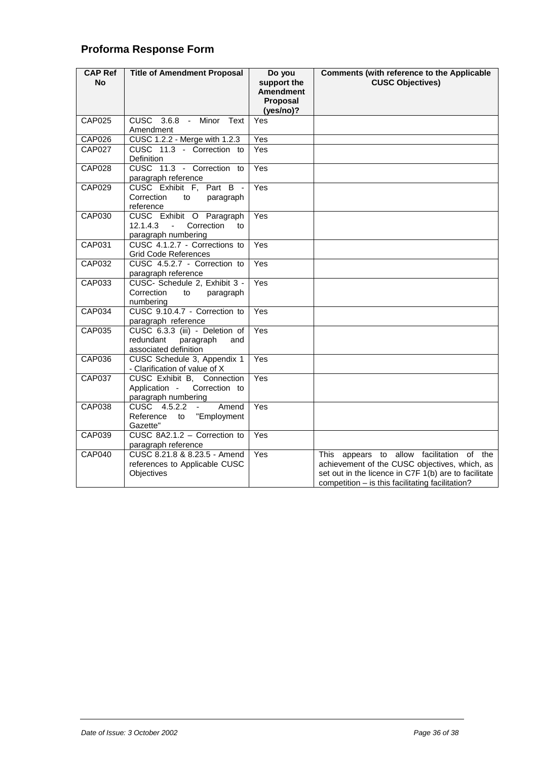## Proforma Response Form

| CAP Ref No | Title of Amendment Proposal | Do you support the Amendment Proposal (yes/no)? | Comments (with reference to the Applicable CUSC Objectives) |
|---|---|---|---|
| CAP025 | CUSC 3.6.8 - Minor Text Amendment | Yes | |
| CAP026 | CUSC 1.2.2 - Merge with 1.2.3 | Yes | |
| CAP027 | CUSC 11.3 - Correction to Definition | Yes | |
| CAP028 | CUSC 11.3 - Correction to paragraph reference | Yes | |
| CAP029 | CUSC Exhibit F, Part B - Correction to paragraph reference | Yes | |
| CAP030 | CUSC Exhibit O Paragraph 12.1.4.3 - Correction to paragraph numbering | Yes | |
| CAP031 | CUSC 4.1.2.7 - Corrections to Grid Code References | Yes | |
| CAP032 | CUSC 4.5.2.7 - Correction to paragraph reference | Yes | |
| CAP033 | CUSC- Schedule 2, Exhibit 3 - Correction to paragraph numbering | Yes | |
| CAP034 | CUSC 9.10.4.7 - Correction to paragraph reference | Yes | |
| CAP035 | CUSC 6.3.3 (iii) - Deletion of redundant paragraph and associated definition | Yes | |
| CAP036 | CUSC Schedule 3, Appendix 1 - Clarification of value of X | Yes | |
| CAP037 | CUSC Exhibit B, Connection Application - Correction to paragraph numbering | Yes | |
| CAP038 | CUSC 4.5.2.2 - Amend Reference to "Employment Gazette" | Yes | |
| CAP039 | CUSC 8A2.1.2 – Correction to paragraph reference | Yes | |
| CAP040 | CUSC 8.21.8 & 8.23.5 - Amend references to Applicable CUSC Objectives | Yes | This appears to allow facilitation of the achievement of the CUSC objectives, which, as set out in the licence in C7F 1(b) are to facilitate competition – is this facilitating facilitation? |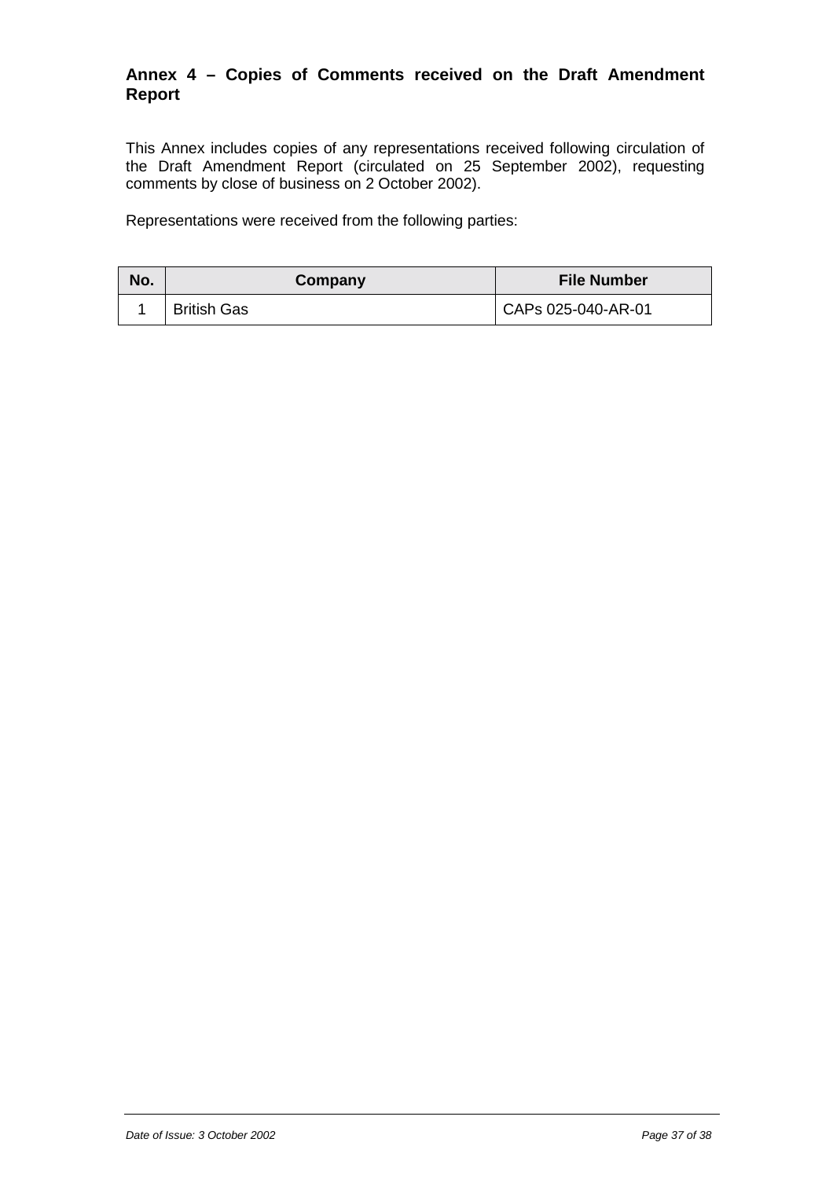## Annex 4 – Copies of Comments received on the Draft Amendment Report

This Annex includes copies of any representations received following circulation of the Draft Amendment Report (circulated on 25 September 2002), requesting comments by close of business on 2 October 2002).

Representations were received from the following parties:

| No. | Company | File Number |
|---|---|---|
| 1 | British Gas | CAPs 025-040-AR-01 |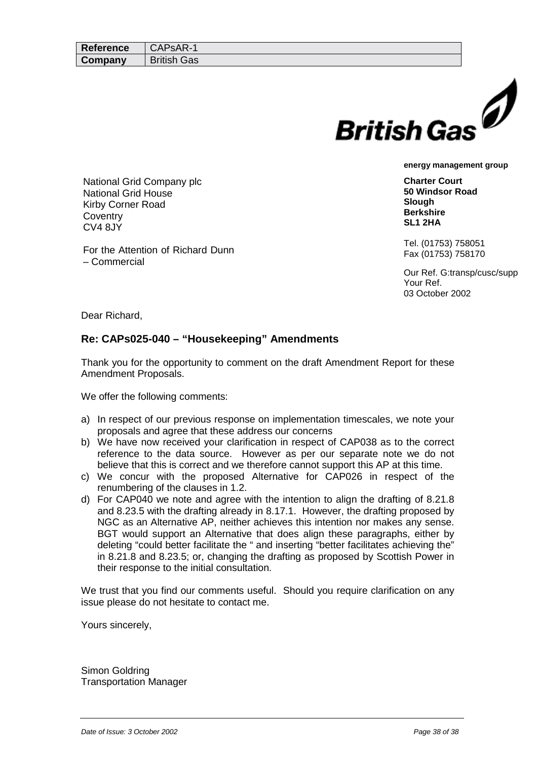| Reference | CAPsAR-1 |
| --- | --- |
| Company | British Gas |

British Gas

**energy management group**

**Charter Court**
**50 Windsor Road**
**Slough**
**Berkshire**
**SL1 2HA**

Tel. (01753) 758051
Fax (01753) 758170

Our Ref. G:transp/cusc/supp
Your Ref.
03 October 2002

National Grid Company plc
National Grid House
Kirby Corner Road
Coventry
CV4 8JY

For the Attention of Richard Dunn – Commercial

Dear Richard,

**Re: CAPs025-040 – "Housekeeping" Amendments**

Thank you for the opportunity to comment on the draft Amendment Report for these Amendment Proposals.

We offer the following comments:

a) In respect of our previous response on implementation timescales, we note your proposals and agree that these address our concerns
b) We have now received your clarification in respect of CAP038 as to the correct reference to the data source. However as per our separate note we do not believe that this is correct and we therefore cannot support this AP at this time.
c) We concur with the proposed Alternative for CAP026 in respect of the renumbering of the clauses in 1.2.
d) For CAP040 we note and agree with the intention to align the drafting of 8.21.8 and 8.23.5 with the drafting already in 8.17.1. However, the drafting proposed by NGC as an Alternative AP, neither achieves this intention nor makes any sense. BGT would support an Alternative that does align these paragraphs, either by deleting "could better facilitate the " and inserting "better facilitates achieving the" in 8.21.8 and 8.23.5; or, changing the drafting as proposed by Scottish Power in their response to the initial consultation.

We trust that you find our comments useful. Should you require clarification on any issue please do not hesitate to contact me.

Yours sincerely,

Simon Goldring
Transportation Manager